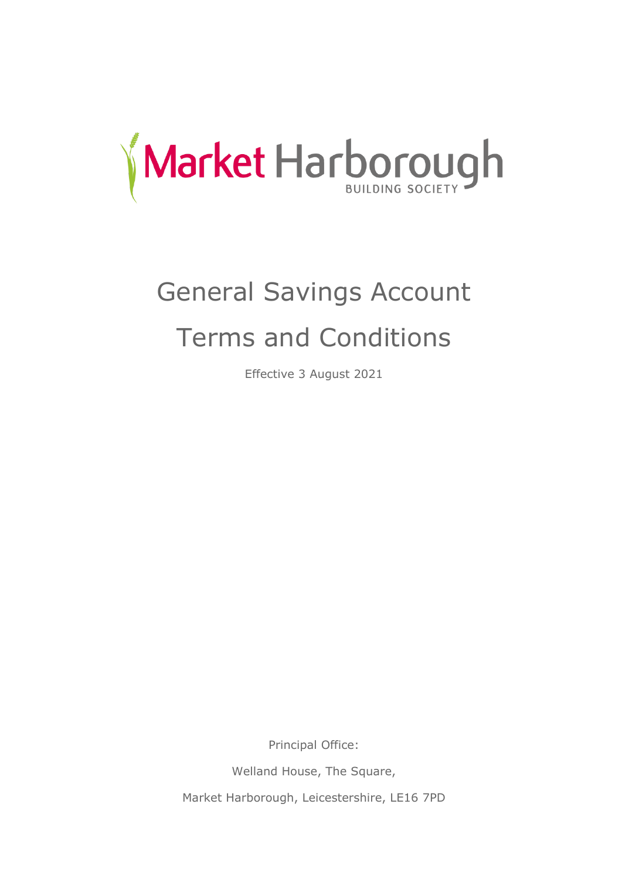Market Harborough BUILDING SOCIETY

# General Savings Account Terms and Conditions

Effective 3 August 2021

Principal Office:

Welland House, The Square,

Market Harborough, Leicestershire, LE16 7PD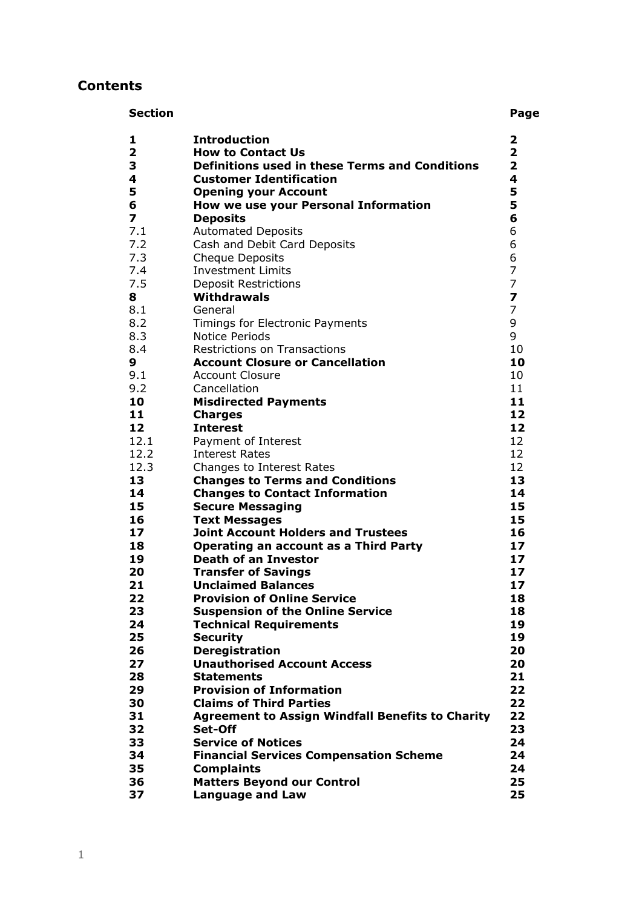## Contents

| Section | | Page |
|---|---|---|
| **1** | **Introduction** | **2** |
| **2** | **How to Contact Us** | **2** |
| **3** | **Definitions used in these Terms and Conditions** | **2** |
| **4** | **Customer Identification** | **4** |
| **5** | **Opening your Account** | **5** |
| **6** | **How we use your Personal Information** | **5** |
| **7** | **Deposits** | **6** |
| 7.1 | Automated Deposits | 6 |
| 7.2 | Cash and Debit Card Deposits | 6 |
| 7.3 | Cheque Deposits | 6 |
| 7.4 | Investment Limits | 7 |
| 7.5 | Deposit Restrictions | 7 |
| **8** | **Withdrawals** | **7** |
| 8.1 | General | 7 |
| 8.2 | Timings for Electronic Payments | 9 |
| 8.3 | Notice Periods | 9 |
| 8.4 | Restrictions on Transactions | 10 |
| **9** | **Account Closure or Cancellation** | **10** |
| 9.1 | Account Closure | 10 |
| 9.2 | Cancellation | 11 |
| **10** | **Misdirected Payments** | **11** |
| **11** | **Charges** | **12** |
| **12** | **Interest** | **12** |
| 12.1 | Payment of Interest | 12 |
| 12.2 | Interest Rates | 12 |
| 12.3 | Changes to Interest Rates | 12 |
| **13** | **Changes to Terms and Conditions** | **13** |
| **14** | **Changes to Contact Information** | **14** |
| **15** | **Secure Messaging** | **15** |
| **16** | **Text Messages** | **15** |
| **17** | **Joint Account Holders and Trustees** | **16** |
| **18** | **Operating an account as a Third Party** | **17** |
| **19** | **Death of an Investor** | **17** |
| **20** | **Transfer of Savings** | **17** |
| **21** | **Unclaimed Balances** | **17** |
| **22** | **Provision of Online Service** | **18** |
| **23** | **Suspension of the Online Service** | **18** |
| **24** | **Technical Requirements** | **19** |
| **25** | **Security** | **19** |
| **26** | **Deregistration** | **20** |
| **27** | **Unauthorised Account Access** | **20** |
| **28** | **Statements** | **21** |
| **29** | **Provision of Information** | **22** |
| **30** | **Claims of Third Parties** | **22** |
| **31** | **Agreement to Assign Windfall Benefits to Charity** | **22** |
| **32** | **Set-Off** | **23** |
| **33** | **Service of Notices** | **24** |
| **34** | **Financial Services Compensation Scheme** | **24** |
| **35** | **Complaints** | **24** |
| **36** | **Matters Beyond our Control** | **25** |
| **37** | **Language and Law** | **25** |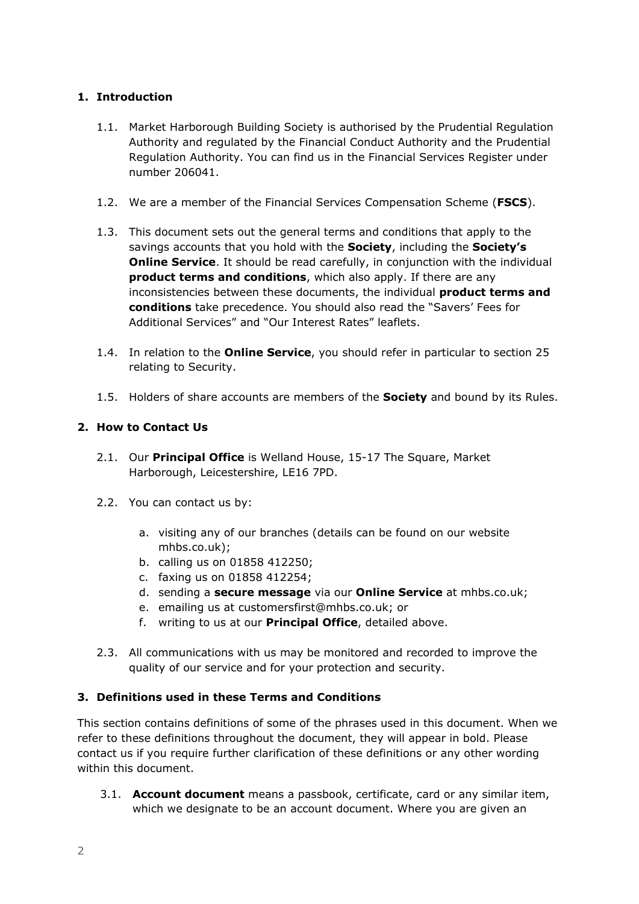## 1. Introduction

1.1. Market Harborough Building Society is authorised by the Prudential Regulation Authority and regulated by the Financial Conduct Authority and the Prudential Regulation Authority. You can find us in the Financial Services Register under number 206041.

1.2. We are a member of the Financial Services Compensation Scheme (**FSCS**).

1.3. This document sets out the general terms and conditions that apply to the savings accounts that you hold with the **Society**, including the **Society's Online Service**. It should be read carefully, in conjunction with the individual **product terms and conditions**, which also apply. If there are any inconsistencies between these documents, the individual **product terms and conditions** take precedence. You should also read the "Savers' Fees for Additional Services" and "Our Interest Rates" leaflets.

1.4. In relation to the **Online Service**, you should refer in particular to section 25 relating to Security.

1.5. Holders of share accounts are members of the **Society** and bound by its Rules.

## 2. How to Contact Us

2.1. Our **Principal Office** is Welland House, 15-17 The Square, Market Harborough, Leicestershire, LE16 7PD.

2.2. You can contact us by:

a. visiting any of our branches (details can be found on our website mhbs.co.uk);
b. calling us on 01858 412250;
c. faxing us on 01858 412254;
d. sending a **secure message** via our **Online Service** at mhbs.co.uk;
e. emailing us at customersfirst@mhbs.co.uk; or
f. writing to us at our **Principal Office**, detailed above.

2.3. All communications with us may be monitored and recorded to improve the quality of our service and for your protection and security.

## 3. Definitions used in these Terms and Conditions

This section contains definitions of some of the phrases used in this document. When we refer to these definitions throughout the document, they will appear in bold. Please contact us if you require further clarification of these definitions or any other wording within this document.

3.1. **Account document** means a passbook, certificate, card or any similar item, which we designate to be an account document. Where you are given an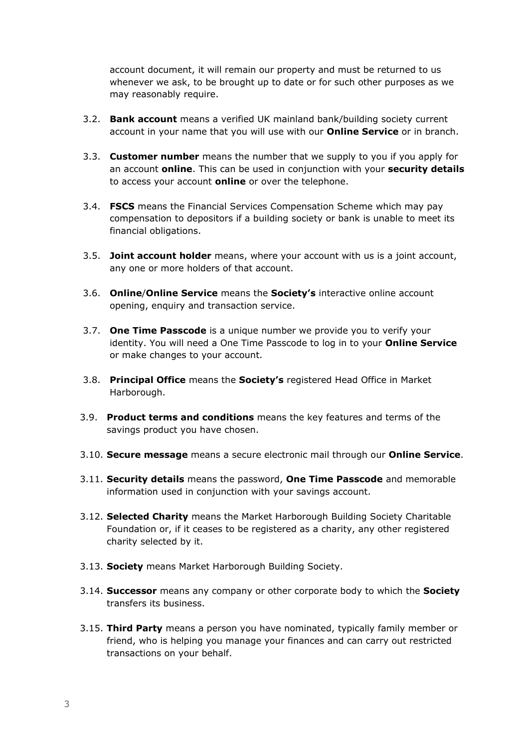account document, it will remain our property and must be returned to us whenever we ask, to be brought up to date or for such other purposes as we may reasonably require.

3.2. **Bank account** means a verified UK mainland bank/building society current account in your name that you will use with our **Online Service** or in branch.

3.3. **Customer number** means the number that we supply to you if you apply for an account **online**. This can be used in conjunction with your **security details** to access your account **online** or over the telephone.

3.4. **FSCS** means the Financial Services Compensation Scheme which may pay compensation to depositors if a building society or bank is unable to meet its financial obligations.

3.5. **Joint account holder** means, where your account with us is a joint account, any one or more holders of that account.

3.6. **Online**/**Online Service** means the **Society's** interactive online account opening, enquiry and transaction service.

3.7. **One Time Passcode** is a unique number we provide you to verify your identity. You will need a One Time Passcode to log in to your **Online Service** or make changes to your account.

3.8. **Principal Office** means the **Society's** registered Head Office in Market Harborough.

3.9. **Product terms and conditions** means the key features and terms of the savings product you have chosen.

3.10. **Secure message** means a secure electronic mail through our **Online Service**.

3.11. **Security details** means the password, **One Time Passcode** and memorable information used in conjunction with your savings account.

3.12. **Selected Charity** means the Market Harborough Building Society Charitable Foundation or, if it ceases to be registered as a charity, any other registered charity selected by it.

3.13. **Society** means Market Harborough Building Society.

3.14. **Successor** means any company or other corporate body to which the **Society** transfers its business.

3.15. **Third Party** means a person you have nominated, typically family member or friend, who is helping you manage your finances and can carry out restricted transactions on your behalf.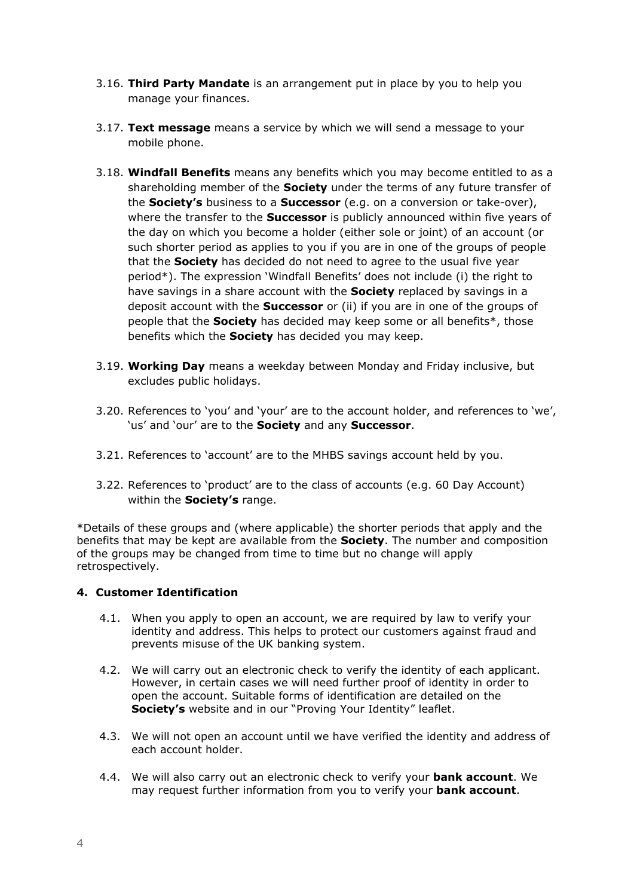3.16. **Third Party Mandate** is an arrangement put in place by you to help you manage your finances.

3.17. **Text message** means a service by which we will send a message to your mobile phone.

3.18. **Windfall Benefits** means any benefits which you may become entitled to as a shareholding member of the **Society** under the terms of any future transfer of the **Society's** business to a **Successor** (e.g. on a conversion or take-over), where the transfer to the **Successor** is publicly announced within five years of the day on which you become a holder (either sole or joint) of an account (or such shorter period as applies to you if you are in one of the groups of people that the **Society** has decided do not need to agree to the usual five year period*). The expression 'Windfall Benefits' does not include (i) the right to have savings in a share account with the **Society** replaced by savings in a deposit account with the **Successor** or (ii) if you are in one of the groups of people that the **Society** has decided may keep some or all benefits*, those benefits which the **Society** has decided you may keep.

3.19. **Working Day** means a weekday between Monday and Friday inclusive, but excludes public holidays.

3.20. References to 'you' and 'your' are to the account holder, and references to 'we', 'us' and 'our' are to the **Society** and any **Successor**.

3.21. References to 'account' are to the MHBS savings account held by you.

3.22. References to 'product' are to the class of accounts (e.g. 60 Day Account) within the **Society's** range.

*Details of these groups and (where applicable) the shorter periods that apply and the benefits that may be kept are available from the **Society**. The number and composition of the groups may be changed from time to time but no change will apply retrospectively.

## 4. Customer Identification

4.1. When you apply to open an account, we are required by law to verify your identity and address. This helps to protect our customers against fraud and prevents misuse of the UK banking system.

4.2. We will carry out an electronic check to verify the identity of each applicant. However, in certain cases we will need further proof of identity in order to open the account. Suitable forms of identification are detailed on the **Society's** website and in our "Proving Your Identity" leaflet.

4.3. We will not open an account until we have verified the identity and address of each account holder.

4.4. We will also carry out an electronic check to verify your **bank account**. We may request further information from you to verify your **bank account**.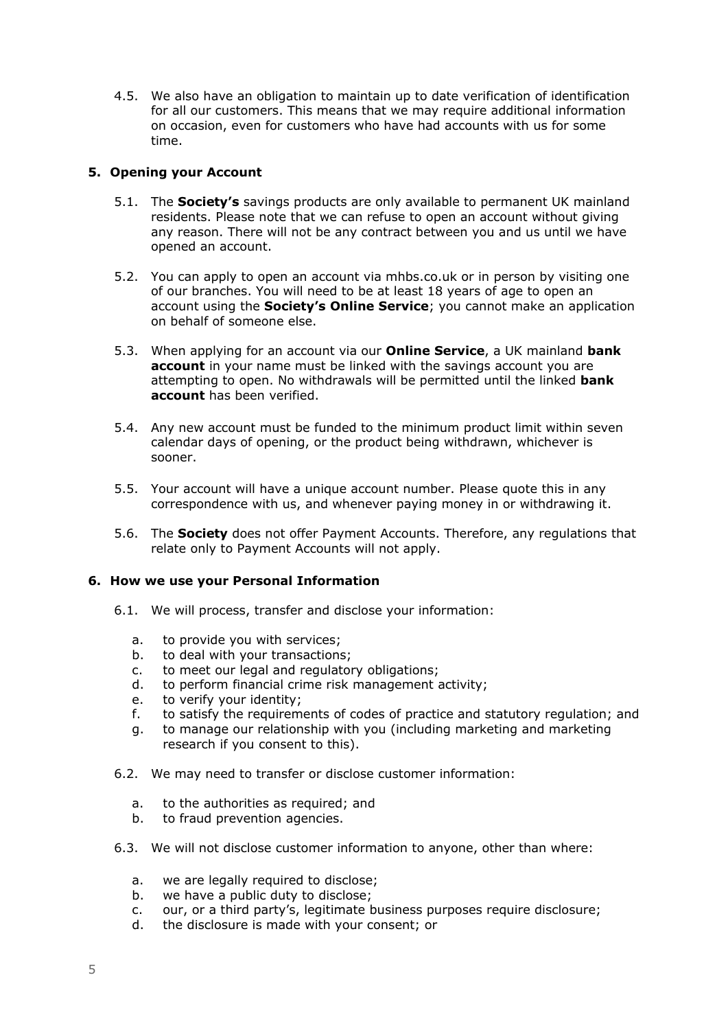4.5. We also have an obligation to maintain up to date verification of identification for all our customers. This means that we may require additional information on occasion, even for customers who have had accounts with us for some time.

## 5. Opening your Account

5.1. The **Society's** savings products are only available to permanent UK mainland residents. Please note that we can refuse to open an account without giving any reason. There will not be any contract between you and us until we have opened an account.

5.2. You can apply to open an account via mhbs.co.uk or in person by visiting one of our branches. You will need to be at least 18 years of age to open an account using the **Society's Online Service**; you cannot make an application on behalf of someone else.

5.3. When applying for an account via our **Online Service**, a UK mainland **bank account** in your name must be linked with the savings account you are attempting to open. No withdrawals will be permitted until the linked **bank account** has been verified.

5.4. Any new account must be funded to the minimum product limit within seven calendar days of opening, or the product being withdrawn, whichever is sooner.

5.5. Your account will have a unique account number. Please quote this in any correspondence with us, and whenever paying money in or withdrawing it.

5.6. The **Society** does not offer Payment Accounts. Therefore, any regulations that relate only to Payment Accounts will not apply.

## 6. How we use your Personal Information

6.1. We will process, transfer and disclose your information:

a. to provide you with services;
b. to deal with your transactions;
c. to meet our legal and regulatory obligations;
d. to perform financial crime risk management activity;
e. to verify your identity;
f. to satisfy the requirements of codes of practice and statutory regulation; and
g. to manage our relationship with you (including marketing and marketing research if you consent to this).

6.2. We may need to transfer or disclose customer information:

a. to the authorities as required; and
b. to fraud prevention agencies.

6.3. We will not disclose customer information to anyone, other than where:

a. we are legally required to disclose;
b. we have a public duty to disclose;
c. our, or a third party's, legitimate business purposes require disclosure;
d. the disclosure is made with your consent; or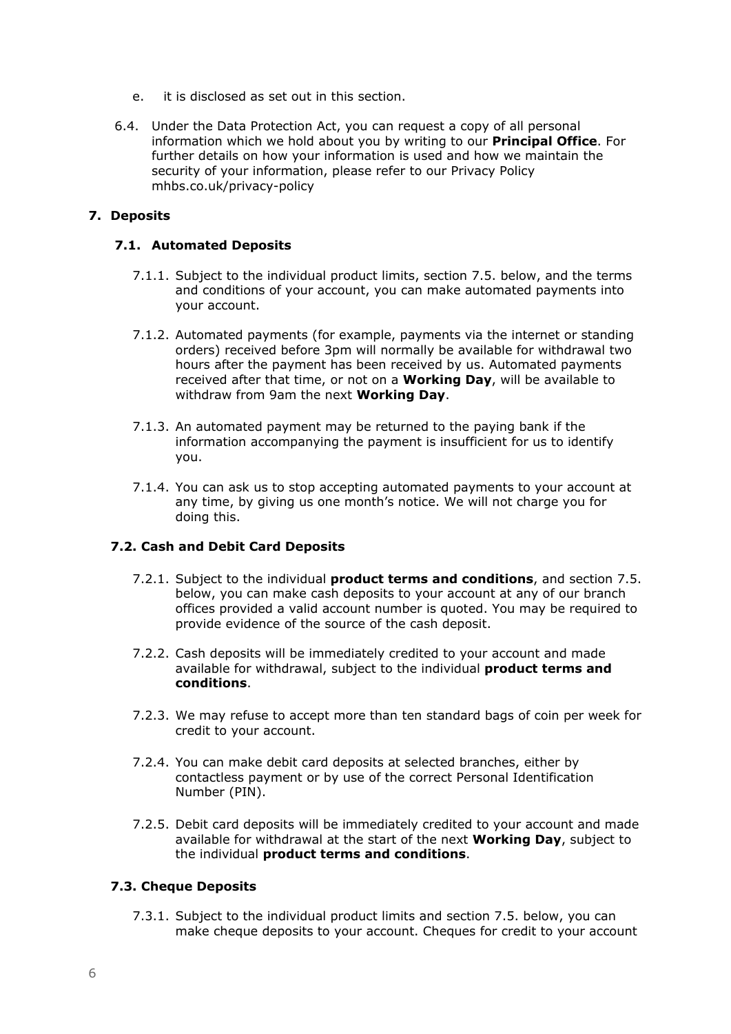e. it is disclosed as set out in this section.

6.4. Under the Data Protection Act, you can request a copy of all personal information which we hold about you by writing to our **Principal Office**. For further details on how your information is used and how we maintain the security of your information, please refer to our Privacy Policy mhbs.co.uk/privacy-policy

## 7. Deposits

### 7.1. Automated Deposits

7.1.1. Subject to the individual product limits, section 7.5. below, and the terms and conditions of your account, you can make automated payments into your account.

7.1.2. Automated payments (for example, payments via the internet or standing orders) received before 3pm will normally be available for withdrawal two hours after the payment has been received by us. Automated payments received after that time, or not on a **Working Day**, will be available to withdraw from 9am the next **Working Day**.

7.1.3. An automated payment may be returned to the paying bank if the information accompanying the payment is insufficient for us to identify you.

7.1.4. You can ask us to stop accepting automated payments to your account at any time, by giving us one month's notice. We will not charge you for doing this.

### 7.2. Cash and Debit Card Deposits

7.2.1. Subject to the individual **product terms and conditions**, and section 7.5. below, you can make cash deposits to your account at any of our branch offices provided a valid account number is quoted. You may be required to provide evidence of the source of the cash deposit.

7.2.2. Cash deposits will be immediately credited to your account and made available for withdrawal, subject to the individual **product terms and conditions**.

7.2.3. We may refuse to accept more than ten standard bags of coin per week for credit to your account.

7.2.4. You can make debit card deposits at selected branches, either by contactless payment or by use of the correct Personal Identification Number (PIN).

7.2.5. Debit card deposits will be immediately credited to your account and made available for withdrawal at the start of the next **Working Day**, subject to the individual **product terms and conditions**.

### 7.3. Cheque Deposits

7.3.1. Subject to the individual product limits and section 7.5. below, you can make cheque deposits to your account. Cheques for credit to your account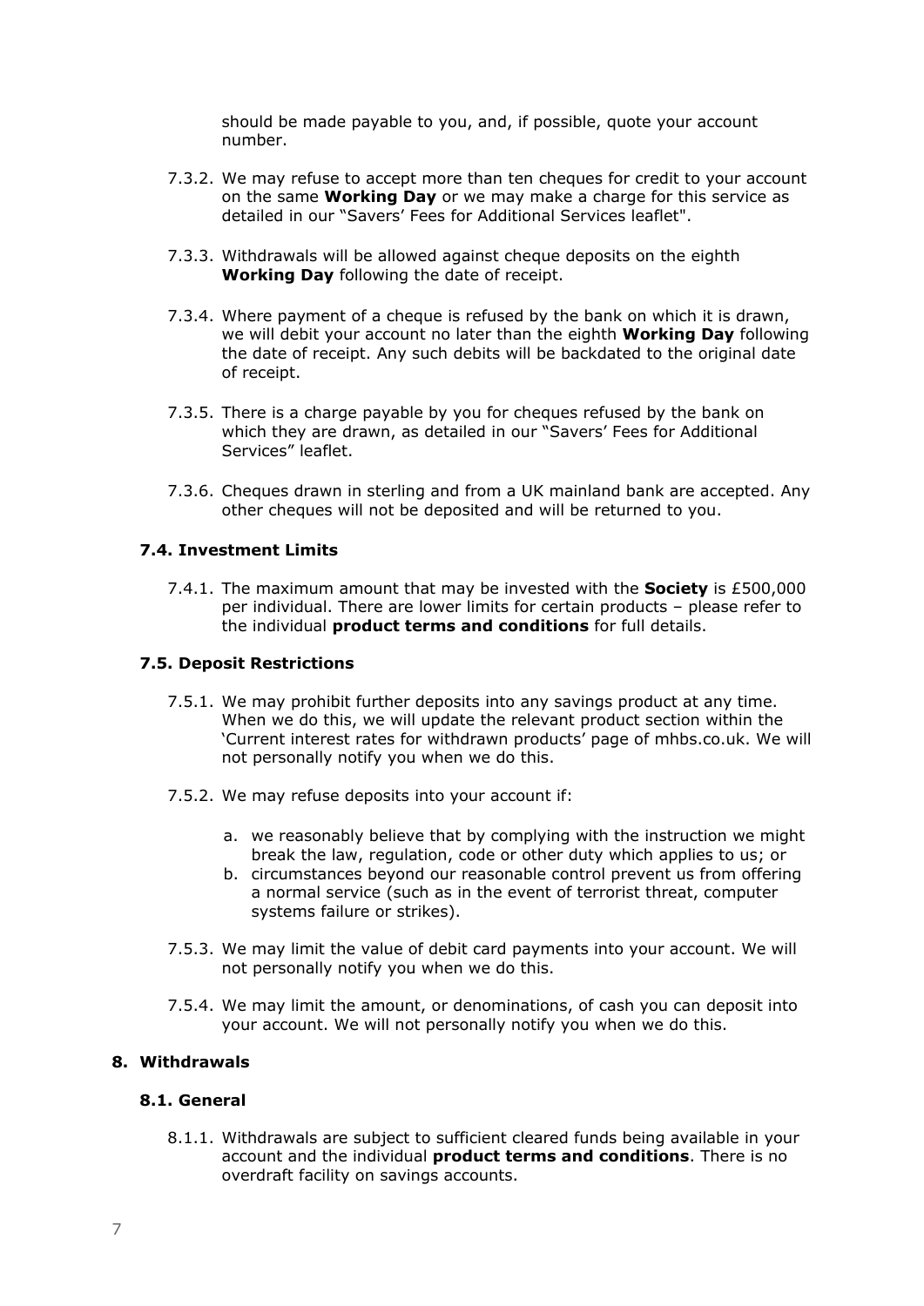should be made payable to you, and, if possible, quote your account number.

7.3.2. We may refuse to accept more than ten cheques for credit to your account on the same **Working Day** or we may make a charge for this service as detailed in our "Savers' Fees for Additional Services leaflet".

7.3.3. Withdrawals will be allowed against cheque deposits on the eighth **Working Day** following the date of receipt.

7.3.4. Where payment of a cheque is refused by the bank on which it is drawn, we will debit your account no later than the eighth **Working Day** following the date of receipt. Any such debits will be backdated to the original date of receipt.

7.3.5. There is a charge payable by you for cheques refused by the bank on which they are drawn, as detailed in our "Savers' Fees for Additional Services" leaflet.

7.3.6. Cheques drawn in sterling and from a UK mainland bank are accepted. Any other cheques will not be deposited and will be returned to you.

### 7.4. Investment Limits

7.4.1. The maximum amount that may be invested with the **Society** is £500,000 per individual. There are lower limits for certain products – please refer to the individual **product terms and conditions** for full details.

### 7.5. Deposit Restrictions

7.5.1. We may prohibit further deposits into any savings product at any time. When we do this, we will update the relevant product section within the 'Current interest rates for withdrawn products' page of mhbs.co.uk. We will not personally notify you when we do this.

7.5.2. We may refuse deposits into your account if:

a. we reasonably believe that by complying with the instruction we might break the law, regulation, code or other duty which applies to us; or
b. circumstances beyond our reasonable control prevent us from offering a normal service (such as in the event of terrorist threat, computer systems failure or strikes).

7.5.3. We may limit the value of debit card payments into your account. We will not personally notify you when we do this.

7.5.4. We may limit the amount, or denominations, of cash you can deposit into your account. We will not personally notify you when we do this.

## 8. Withdrawals

### 8.1. General

8.1.1. Withdrawals are subject to sufficient cleared funds being available in your account and the individual **product terms and conditions**. There is no overdraft facility on savings accounts.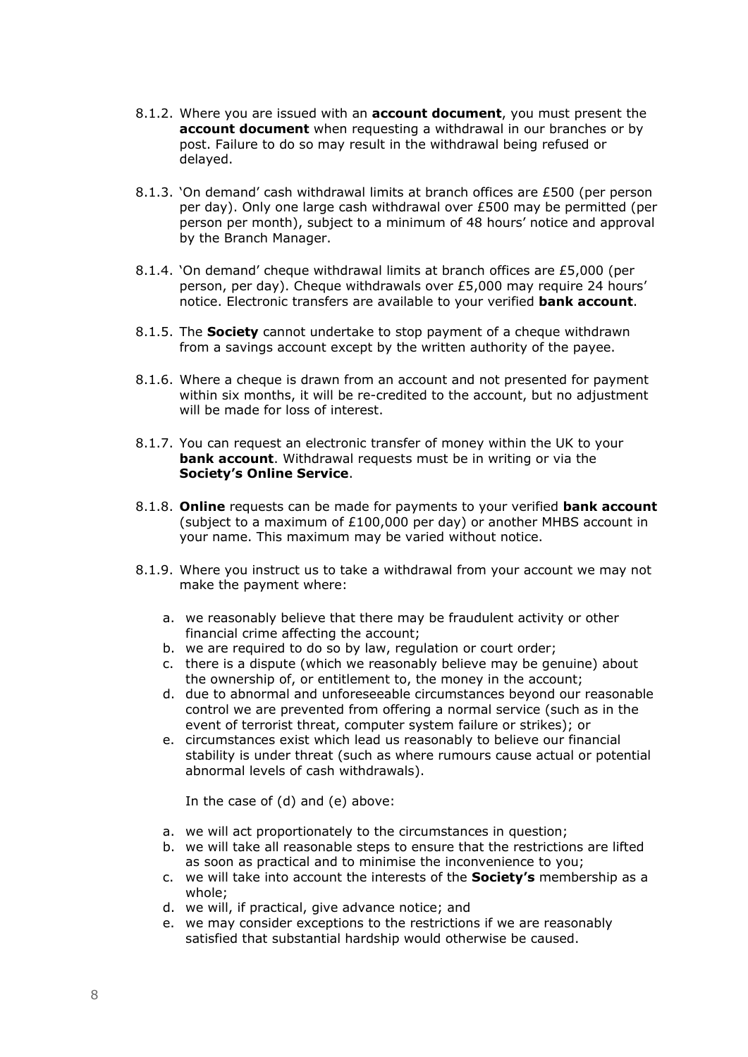8.1.2. Where you are issued with an **account document**, you must present the **account document** when requesting a withdrawal in our branches or by post. Failure to do so may result in the withdrawal being refused or delayed.

8.1.3. 'On demand' cash withdrawal limits at branch offices are £500 (per person per day). Only one large cash withdrawal over £500 may be permitted (per person per month), subject to a minimum of 48 hours' notice and approval by the Branch Manager.

8.1.4. 'On demand' cheque withdrawal limits at branch offices are £5,000 (per person, per day). Cheque withdrawals over £5,000 may require 24 hours' notice. Electronic transfers are available to your verified **bank account**.

8.1.5. The **Society** cannot undertake to stop payment of a cheque withdrawn from a savings account except by the written authority of the payee.

8.1.6. Where a cheque is drawn from an account and not presented for payment within six months, it will be re-credited to the account, but no adjustment will be made for loss of interest.

8.1.7. You can request an electronic transfer of money within the UK to your **bank account**. Withdrawal requests must be in writing or via the **Society's Online Service**.

8.1.8. **Online** requests can be made for payments to your verified **bank account** (subject to a maximum of £100,000 per day) or another MHBS account in your name. This maximum may be varied without notice.

8.1.9. Where you instruct us to take a withdrawal from your account we may not make the payment where:

a. we reasonably believe that there may be fraudulent activity or other financial crime affecting the account;
b. we are required to do so by law, regulation or court order;
c. there is a dispute (which we reasonably believe may be genuine) about the ownership of, or entitlement to, the money in the account;
d. due to abnormal and unforeseeable circumstances beyond our reasonable control we are prevented from offering a normal service (such as in the event of terrorist threat, computer system failure or strikes); or
e. circumstances exist which lead us reasonably to believe our financial stability is under threat (such as where rumours cause actual or potential abnormal levels of cash withdrawals).

In the case of (d) and (e) above:

a. we will act proportionately to the circumstances in question;
b. we will take all reasonable steps to ensure that the restrictions are lifted as soon as practical and to minimise the inconvenience to you;
c. we will take into account the interests of the **Society's** membership as a whole;
d. we will, if practical, give advance notice; and
e. we may consider exceptions to the restrictions if we are reasonably satisfied that substantial hardship would otherwise be caused.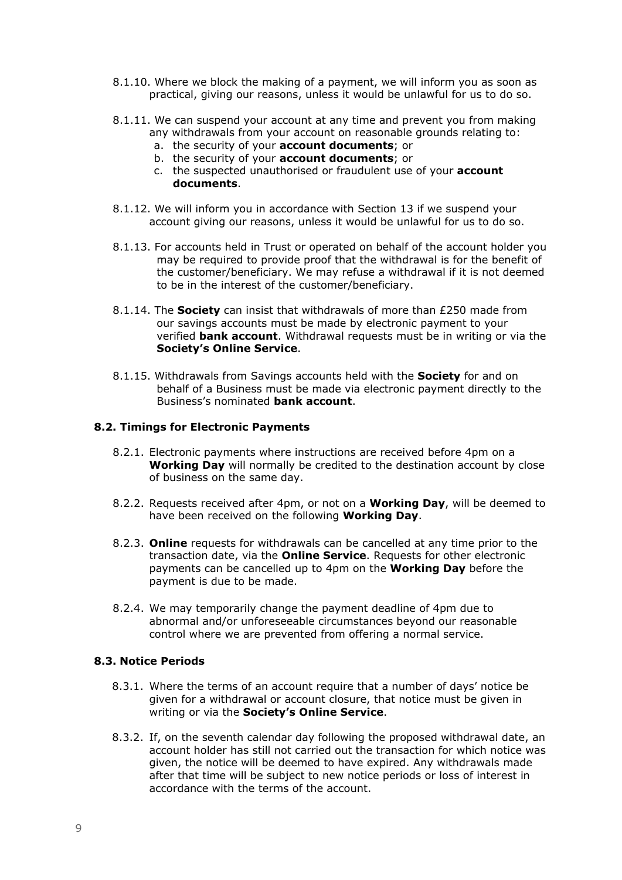8.1.10. Where we block the making of a payment, we will inform you as soon as practical, giving our reasons, unless it would be unlawful for us to do so.

8.1.11. We can suspend your account at any time and prevent you from making any withdrawals from your account on reasonable grounds relating to:

a. the security of your **account documents**; or
b. the security of your **account documents**; or
c. the suspected unauthorised or fraudulent use of your **account documents**.

8.1.12. We will inform you in accordance with Section 13 if we suspend your account giving our reasons, unless it would be unlawful for us to do so.

8.1.13. For accounts held in Trust or operated on behalf of the account holder you may be required to provide proof that the withdrawal is for the benefit of the customer/beneficiary. We may refuse a withdrawal if it is not deemed to be in the interest of the customer/beneficiary.

8.1.14. The **Society** can insist that withdrawals of more than £250 made from our savings accounts must be made by electronic payment to your verified **bank account**. Withdrawal requests must be in writing or via the **Society's Online Service**.

8.1.15. Withdrawals from Savings accounts held with the **Society** for and on behalf of a Business must be made via electronic payment directly to the Business's nominated **bank account**.

### 8.2. Timings for Electronic Payments

8.2.1. Electronic payments where instructions are received before 4pm on a **Working Day** will normally be credited to the destination account by close of business on the same day.

8.2.2. Requests received after 4pm, or not on a **Working Day**, will be deemed to have been received on the following **Working Day**.

8.2.3. **Online** requests for withdrawals can be cancelled at any time prior to the transaction date, via the **Online Service**. Requests for other electronic payments can be cancelled up to 4pm on the **Working Day** before the payment is due to be made.

8.2.4. We may temporarily change the payment deadline of 4pm due to abnormal and/or unforeseeable circumstances beyond our reasonable control where we are prevented from offering a normal service.

### 8.3. Notice Periods

8.3.1. Where the terms of an account require that a number of days' notice be given for a withdrawal or account closure, that notice must be given in writing or via the **Society's Online Service**.

8.3.2. If, on the seventh calendar day following the proposed withdrawal date, an account holder has still not carried out the transaction for which notice was given, the notice will be deemed to have expired. Any withdrawals made after that time will be subject to new notice periods or loss of interest in accordance with the terms of the account.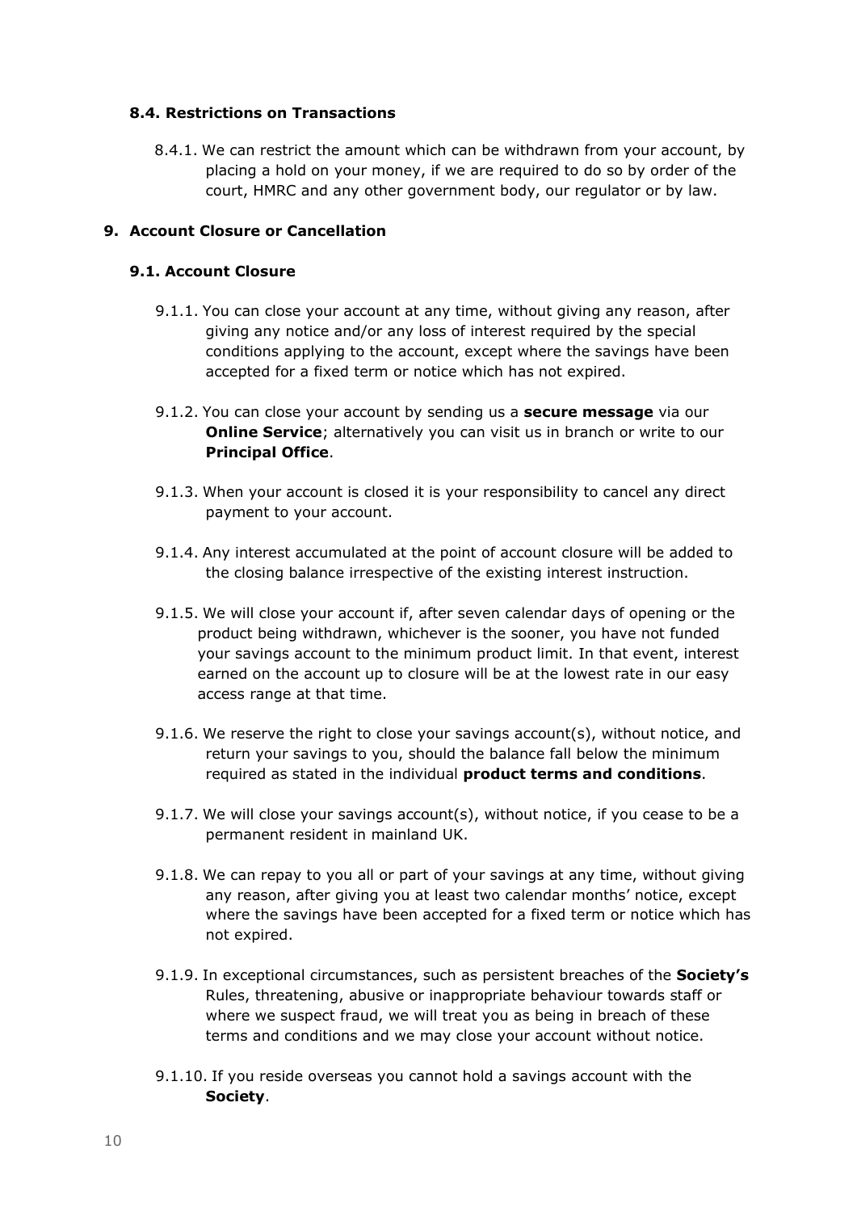### 8.4. Restrictions on Transactions

8.4.1. We can restrict the amount which can be withdrawn from your account, by placing a hold on your money, if we are required to do so by order of the court, HMRC and any other government body, our regulator or by law.

## 9. Account Closure or Cancellation

### 9.1. Account Closure

9.1.1. You can close your account at any time, without giving any reason, after giving any notice and/or any loss of interest required by the special conditions applying to the account, except where the savings have been accepted for a fixed term or notice which has not expired.

9.1.2. You can close your account by sending us a **secure message** via our **Online Service**; alternatively you can visit us in branch or write to our **Principal Office**.

9.1.3. When your account is closed it is your responsibility to cancel any direct payment to your account.

9.1.4. Any interest accumulated at the point of account closure will be added to the closing balance irrespective of the existing interest instruction.

9.1.5. We will close your account if, after seven calendar days of opening or the product being withdrawn, whichever is the sooner, you have not funded your savings account to the minimum product limit. In that event, interest earned on the account up to closure will be at the lowest rate in our easy access range at that time.

9.1.6. We reserve the right to close your savings account(s), without notice, and return your savings to you, should the balance fall below the minimum required as stated in the individual **product terms and conditions**.

9.1.7. We will close your savings account(s), without notice, if you cease to be a permanent resident in mainland UK.

9.1.8. We can repay to you all or part of your savings at any time, without giving any reason, after giving you at least two calendar months' notice, except where the savings have been accepted for a fixed term or notice which has not expired.

9.1.9. In exceptional circumstances, such as persistent breaches of the **Society's** Rules, threatening, abusive or inappropriate behaviour towards staff or where we suspect fraud, we will treat you as being in breach of these terms and conditions and we may close your account without notice.

9.1.10. If you reside overseas you cannot hold a savings account with the **Society**.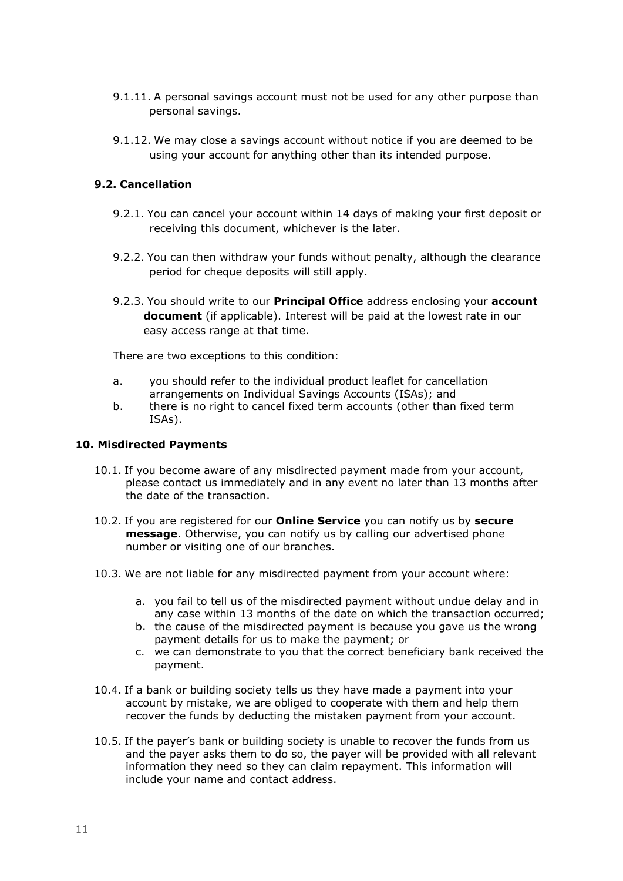9.1.11. A personal savings account must not be used for any other purpose than personal savings.

9.1.12. We may close a savings account without notice if you are deemed to be using your account for anything other than its intended purpose.

### 9.2. Cancellation

9.2.1. You can cancel your account within 14 days of making your first deposit or receiving this document, whichever is the later.

9.2.2. You can then withdraw your funds without penalty, although the clearance period for cheque deposits will still apply.

9.2.3. You should write to our **Principal Office** address enclosing your **account document** (if applicable). Interest will be paid at the lowest rate in our easy access range at that time.

There are two exceptions to this condition:

a. you should refer to the individual product leaflet for cancellation arrangements on Individual Savings Accounts (ISAs); and
b. there is no right to cancel fixed term accounts (other than fixed term ISAs).

## 10. Misdirected Payments

10.1. If you become aware of any misdirected payment made from your account, please contact us immediately and in any event no later than 13 months after the date of the transaction.

10.2. If you are registered for our **Online Service** you can notify us by **secure message**. Otherwise, you can notify us by calling our advertised phone number or visiting one of our branches.

10.3. We are not liable for any misdirected payment from your account where:

a. you fail to tell us of the misdirected payment without undue delay and in any case within 13 months of the date on which the transaction occurred;
b. the cause of the misdirected payment is because you gave us the wrong payment details for us to make the payment; or
c. we can demonstrate to you that the correct beneficiary bank received the payment.

10.4. If a bank or building society tells us they have made a payment into your account by mistake, we are obliged to cooperate with them and help them recover the funds by deducting the mistaken payment from your account.

10.5. If the payer's bank or building society is unable to recover the funds from us and the payer asks them to do so, the payer will be provided with all relevant information they need so they can claim repayment. This information will include your name and contact address.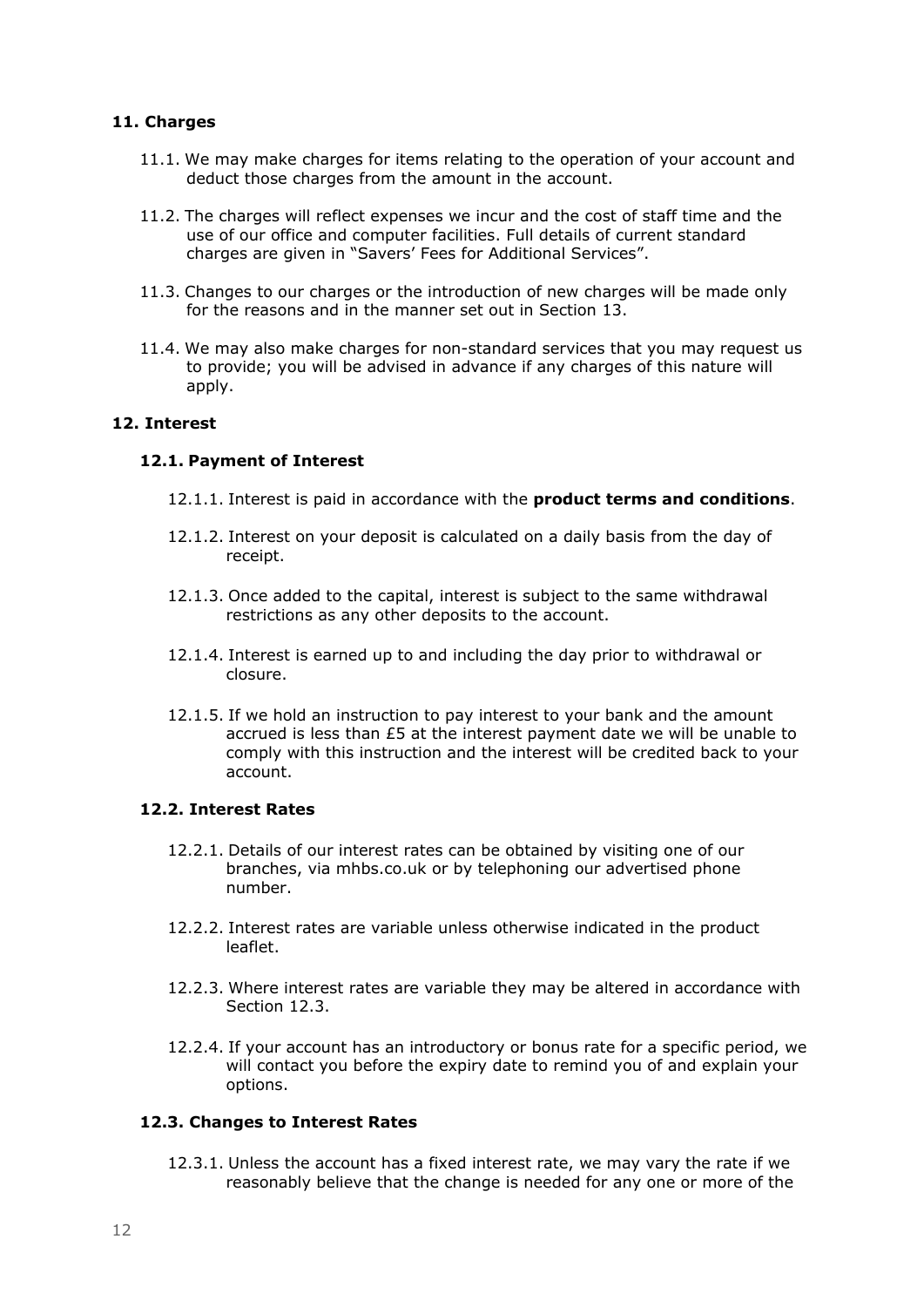## 11. Charges

11.1. We may make charges for items relating to the operation of your account and deduct those charges from the amount in the account.

11.2. The charges will reflect expenses we incur and the cost of staff time and the use of our office and computer facilities. Full details of current standard charges are given in "Savers' Fees for Additional Services".

11.3. Changes to our charges or the introduction of new charges will be made only for the reasons and in the manner set out in Section 13.

11.4. We may also make charges for non-standard services that you may request us to provide; you will be advised in advance if any charges of this nature will apply.

## 12. Interest

### 12.1. Payment of Interest

12.1.1. Interest is paid in accordance with the **product terms and conditions**.

12.1.2. Interest on your deposit is calculated on a daily basis from the day of receipt.

12.1.3. Once added to the capital, interest is subject to the same withdrawal restrictions as any other deposits to the account.

12.1.4. Interest is earned up to and including the day prior to withdrawal or closure.

12.1.5. If we hold an instruction to pay interest to your bank and the amount accrued is less than £5 at the interest payment date we will be unable to comply with this instruction and the interest will be credited back to your account.

### 12.2. Interest Rates

12.2.1. Details of our interest rates can be obtained by visiting one of our branches, via mhbs.co.uk or by telephoning our advertised phone number.

12.2.2. Interest rates are variable unless otherwise indicated in the product leaflet.

12.2.3. Where interest rates are variable they may be altered in accordance with Section 12.3.

12.2.4. If your account has an introductory or bonus rate for a specific period, we will contact you before the expiry date to remind you of and explain your options.

### 12.3. Changes to Interest Rates

12.3.1. Unless the account has a fixed interest rate, we may vary the rate if we reasonably believe that the change is needed for any one or more of the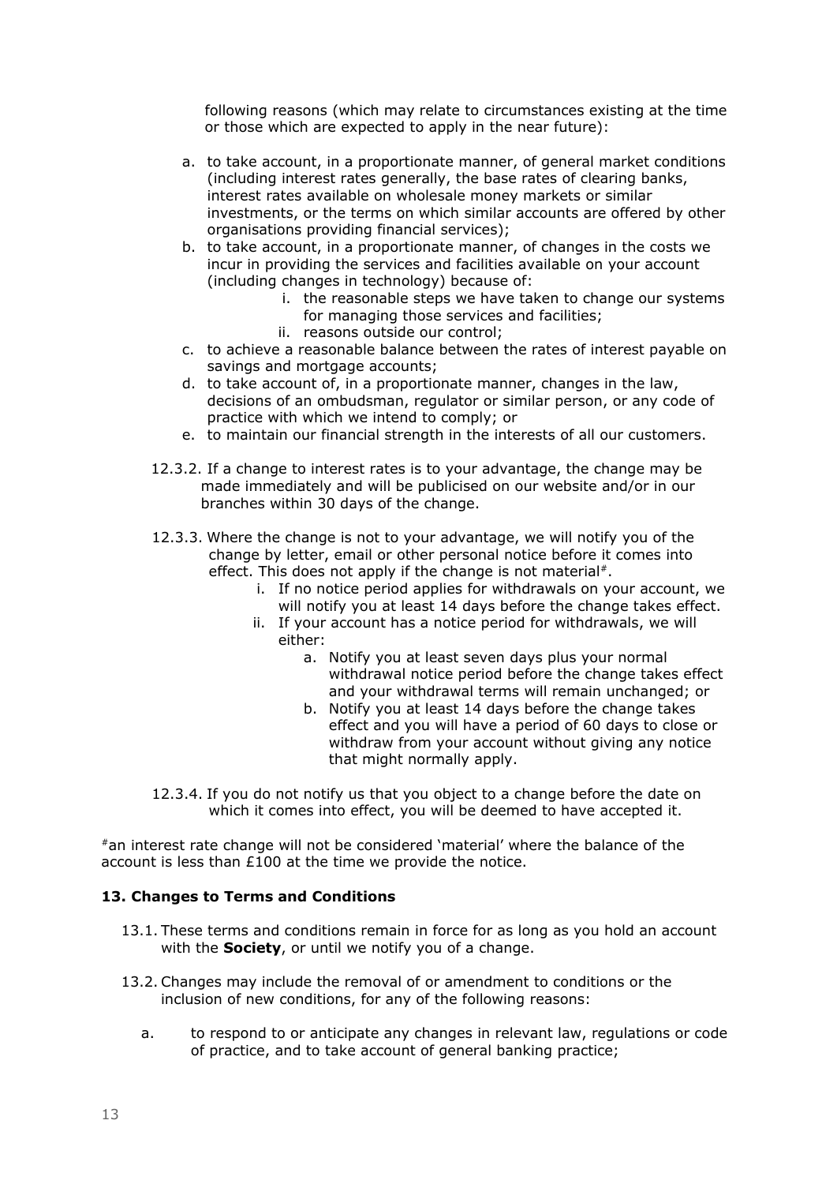following reasons (which may relate to circumstances existing at the time or those which are expected to apply in the near future):

a. to take account, in a proportionate manner, of general market conditions (including interest rates generally, the base rates of clearing banks, interest rates available on wholesale money markets or similar investments, or the terms on which similar accounts are offered by other organisations providing financial services);
b. to take account, in a proportionate manner, of changes in the costs we incur in providing the services and facilities available on your account (including changes in technology) because of:
    i. the reasonable steps we have taken to change our systems for managing those services and facilities;
    ii. reasons outside our control;
c. to achieve a reasonable balance between the rates of interest payable on savings and mortgage accounts;
d. to take account of, in a proportionate manner, changes in the law, decisions of an ombudsman, regulator or similar person, or any code of practice with which we intend to comply; or
e. to maintain our financial strength in the interests of all our customers.

12.3.2. If a change to interest rates is to your advantage, the change may be made immediately and will be publicised on our website and/or in our branches within 30 days of the change.

12.3.3. Where the change is not to your advantage, we will notify you of the change by letter, email or other personal notice before it comes into effect. This does not apply if the change is not material#.

i. If no notice period applies for withdrawals on your account, we will notify you at least 14 days before the change takes effect.
ii. If your account has a notice period for withdrawals, we will either:
    a. Notify you at least seven days plus your normal withdrawal notice period before the change takes effect and your withdrawal terms will remain unchanged; or
    b. Notify you at least 14 days before the change takes effect and you will have a period of 60 days to close or withdraw from your account without giving any notice that might normally apply.

12.3.4. If you do not notify us that you object to a change before the date on which it comes into effect, you will be deemed to have accepted it.

#an interest rate change will not be considered 'material' where the balance of the account is less than £100 at the time we provide the notice.

### 13. Changes to Terms and Conditions

13.1. These terms and conditions remain in force for as long as you hold an account with the **Society**, or until we notify you of a change.

13.2. Changes may include the removal of or amendment to conditions or the inclusion of new conditions, for any of the following reasons:

a. to respond to or anticipate any changes in relevant law, regulations or code of practice, and to take account of general banking practice;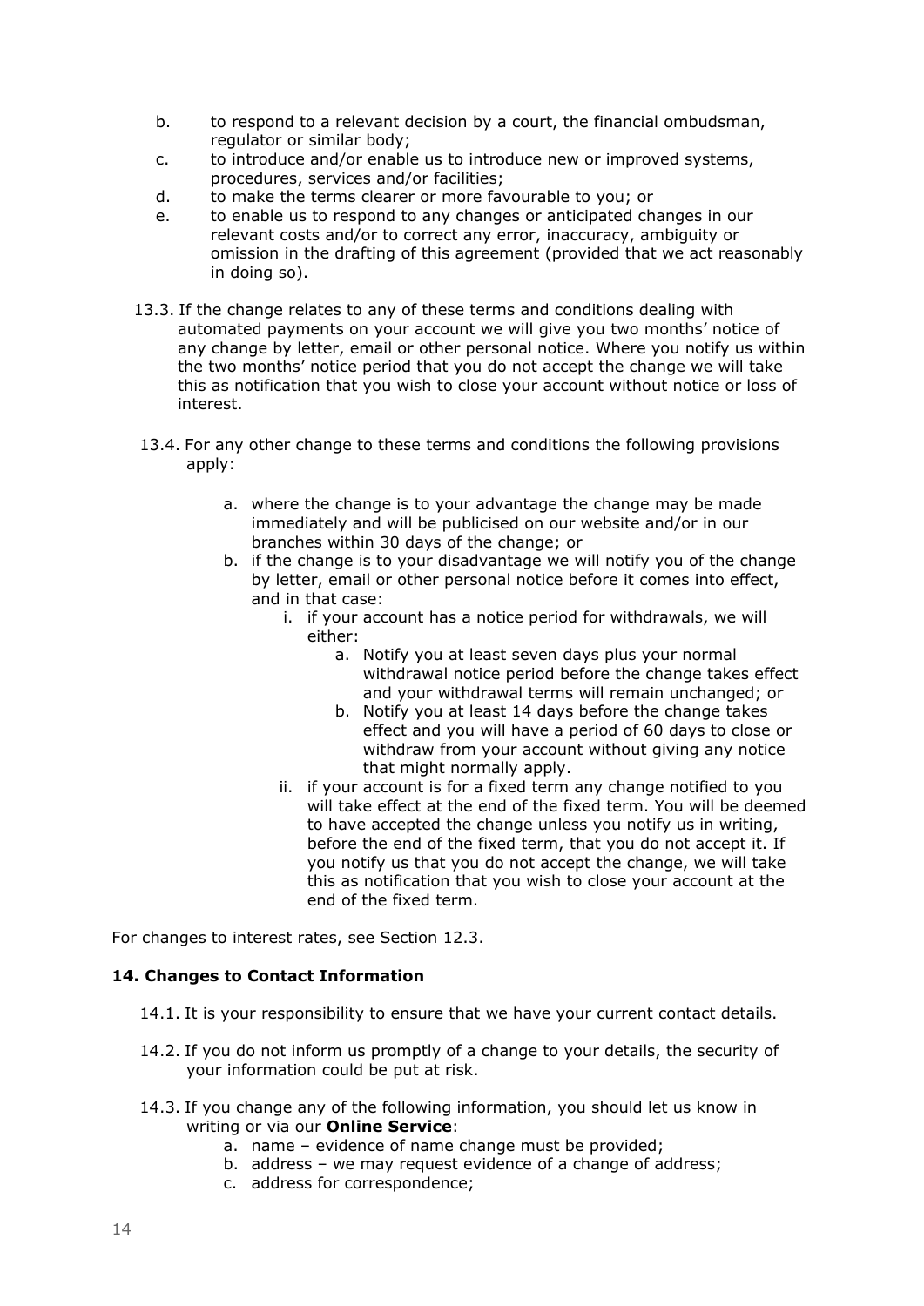b. to respond to a relevant decision by a court, the financial ombudsman, regulator or similar body;

c. to introduce and/or enable us to introduce new or improved systems, procedures, services and/or facilities;

d. to make the terms clearer or more favourable to you; or

e. to enable us to respond to any changes or anticipated changes in our relevant costs and/or to correct any error, inaccuracy, ambiguity or omission in the drafting of this agreement (provided that we act reasonably in doing so).

13.3. If the change relates to any of these terms and conditions dealing with automated payments on your account we will give you two months' notice of any change by letter, email or other personal notice. Where you notify us within the two months' notice period that you do not accept the change we will take this as notification that you wish to close your account without notice or loss of interest.

13.4. For any other change to these terms and conditions the following provisions apply:

- a. where the change is to your advantage the change may be made immediately and will be publicised on our website and/or in our branches within 30 days of the change; or
- b. if the change is to your disadvantage we will notify you of the change by letter, email or other personal notice before it comes into effect, and in that case:
  - i. if your account has a notice period for withdrawals, we will either:
    - a. Notify you at least seven days plus your normal withdrawal notice period before the change takes effect and your withdrawal terms will remain unchanged; or
    - b. Notify you at least 14 days before the change takes effect and you will have a period of 60 days to close or withdraw from your account without giving any notice that might normally apply.
  - ii. if your account is for a fixed term any change notified to you will take effect at the end of the fixed term. You will be deemed to have accepted the change unless you notify us in writing, before the end of the fixed term, that you do not accept it. If you notify us that you do not accept the change, we will take this as notification that you wish to close your account at the end of the fixed term.

For changes to interest rates, see Section 12.3.

## 14. Changes to Contact Information

14.1. It is your responsibility to ensure that we have your current contact details.

14.2. If you do not inform us promptly of a change to your details, the security of your information could be put at risk.

14.3. If you change any of the following information, you should let us know in writing or via our **Online Service**:

- a. name – evidence of name change must be provided;
- b. address – we may request evidence of a change of address;
- c. address for correspondence;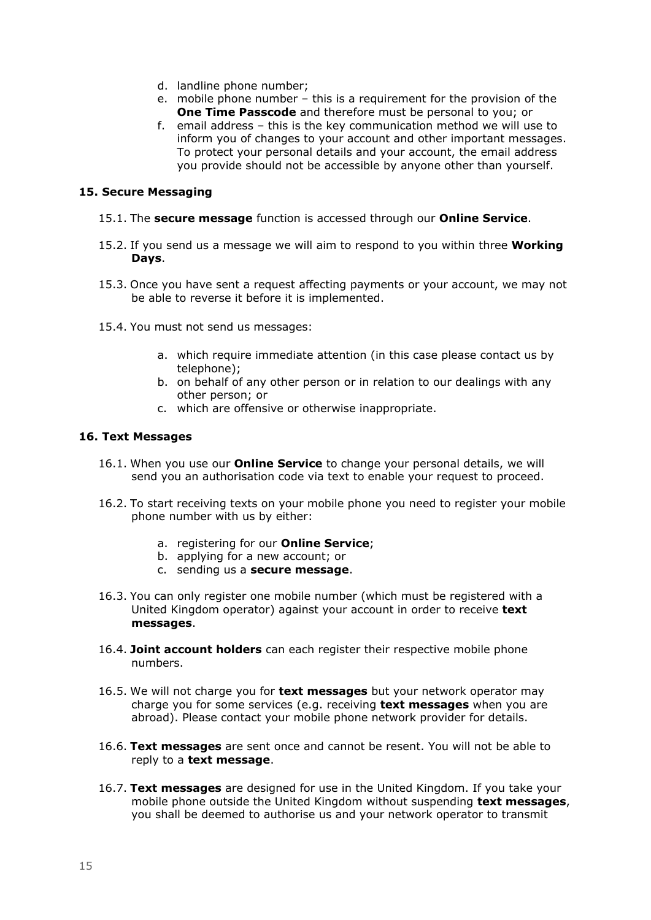d. landline phone number;
e. mobile phone number – this is a requirement for the provision of the **One Time Passcode** and therefore must be personal to you; or
f. email address – this is the key communication method we will use to inform you of changes to your account and other important messages. To protect your personal details and your account, the email address you provide should not be accessible by anyone other than yourself.

### 15. Secure Messaging

15.1. The **secure message** function is accessed through our **Online Service**.

15.2. If you send us a message we will aim to respond to you within three **Working Days**.

15.3. Once you have sent a request affecting payments or your account, we may not be able to reverse it before it is implemented.

15.4. You must not send us messages:

a. which require immediate attention (in this case please contact us by telephone);
b. on behalf of any other person or in relation to our dealings with any other person; or
c. which are offensive or otherwise inappropriate.

### 16. Text Messages

16.1. When you use our **Online Service** to change your personal details, we will send you an authorisation code via text to enable your request to proceed.

16.2. To start receiving texts on your mobile phone you need to register your mobile phone number with us by either:

a. registering for our **Online Service**;
b. applying for a new account; or
c. sending us a **secure message**.

16.3. You can only register one mobile number (which must be registered with a United Kingdom operator) against your account in order to receive **text messages**.

16.4. **Joint account holders** can each register their respective mobile phone numbers.

16.5. We will not charge you for **text messages** but your network operator may charge you for some services (e.g. receiving **text messages** when you are abroad). Please contact your mobile phone network provider for details.

16.6. **Text messages** are sent once and cannot be resent. You will not be able to reply to a **text message**.

16.7. **Text messages** are designed for use in the United Kingdom. If you take your mobile phone outside the United Kingdom without suspending **text messages**, you shall be deemed to authorise us and your network operator to transmit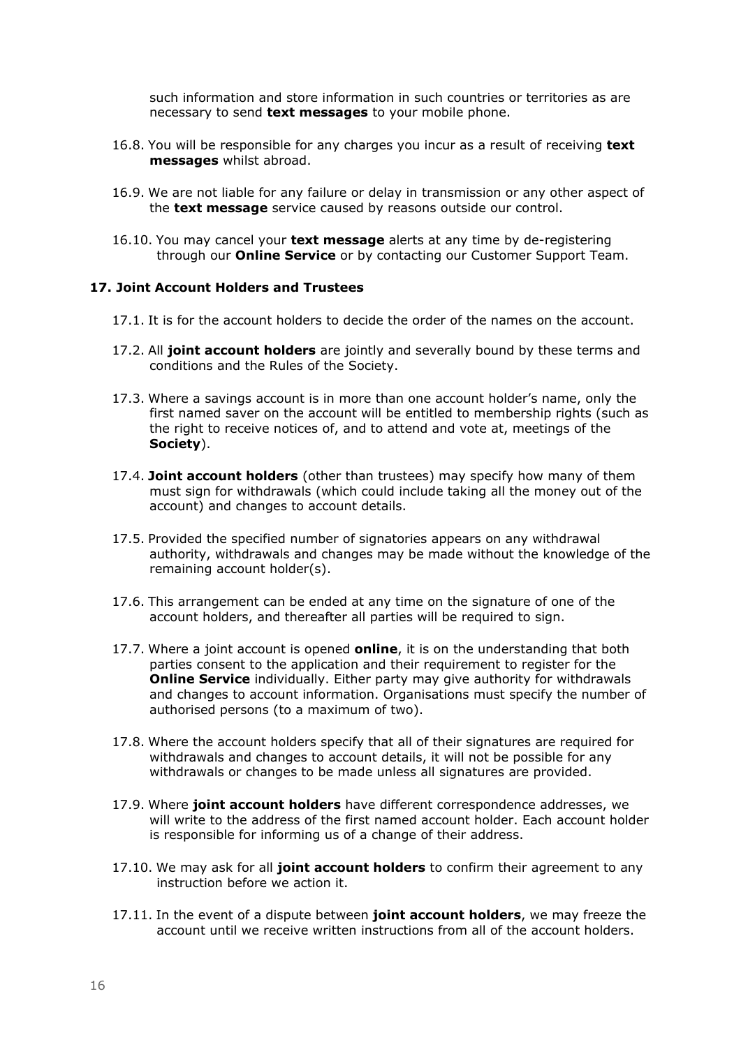such information and store information in such countries or territories as are necessary to send **text messages** to your mobile phone.

16.8. You will be responsible for any charges you incur as a result of receiving **text messages** whilst abroad.

16.9. We are not liable for any failure or delay in transmission or any other aspect of the **text message** service caused by reasons outside our control.

16.10. You may cancel your **text message** alerts at any time by de-registering through our **Online Service** or by contacting our Customer Support Team.

## 17. Joint Account Holders and Trustees

17.1. It is for the account holders to decide the order of the names on the account.

17.2. All **joint account holders** are jointly and severally bound by these terms and conditions and the Rules of the Society.

17.3. Where a savings account is in more than one account holder's name, only the first named saver on the account will be entitled to membership rights (such as the right to receive notices of, and to attend and vote at, meetings of the **Society**).

17.4. **Joint account holders** (other than trustees) may specify how many of them must sign for withdrawals (which could include taking all the money out of the account) and changes to account details.

17.5. Provided the specified number of signatories appears on any withdrawal authority, withdrawals and changes may be made without the knowledge of the remaining account holder(s).

17.6. This arrangement can be ended at any time on the signature of one of the account holders, and thereafter all parties will be required to sign.

17.7. Where a joint account is opened **online**, it is on the understanding that both parties consent to the application and their requirement to register for the **Online Service** individually. Either party may give authority for withdrawals and changes to account information. Organisations must specify the number of authorised persons (to a maximum of two).

17.8. Where the account holders specify that all of their signatures are required for withdrawals and changes to account details, it will not be possible for any withdrawals or changes to be made unless all signatures are provided.

17.9. Where **joint account holders** have different correspondence addresses, we will write to the address of the first named account holder. Each account holder is responsible for informing us of a change of their address.

17.10. We may ask for all **joint account holders** to confirm their agreement to any instruction before we action it.

17.11. In the event of a dispute between **joint account holders**, we may freeze the account until we receive written instructions from all of the account holders.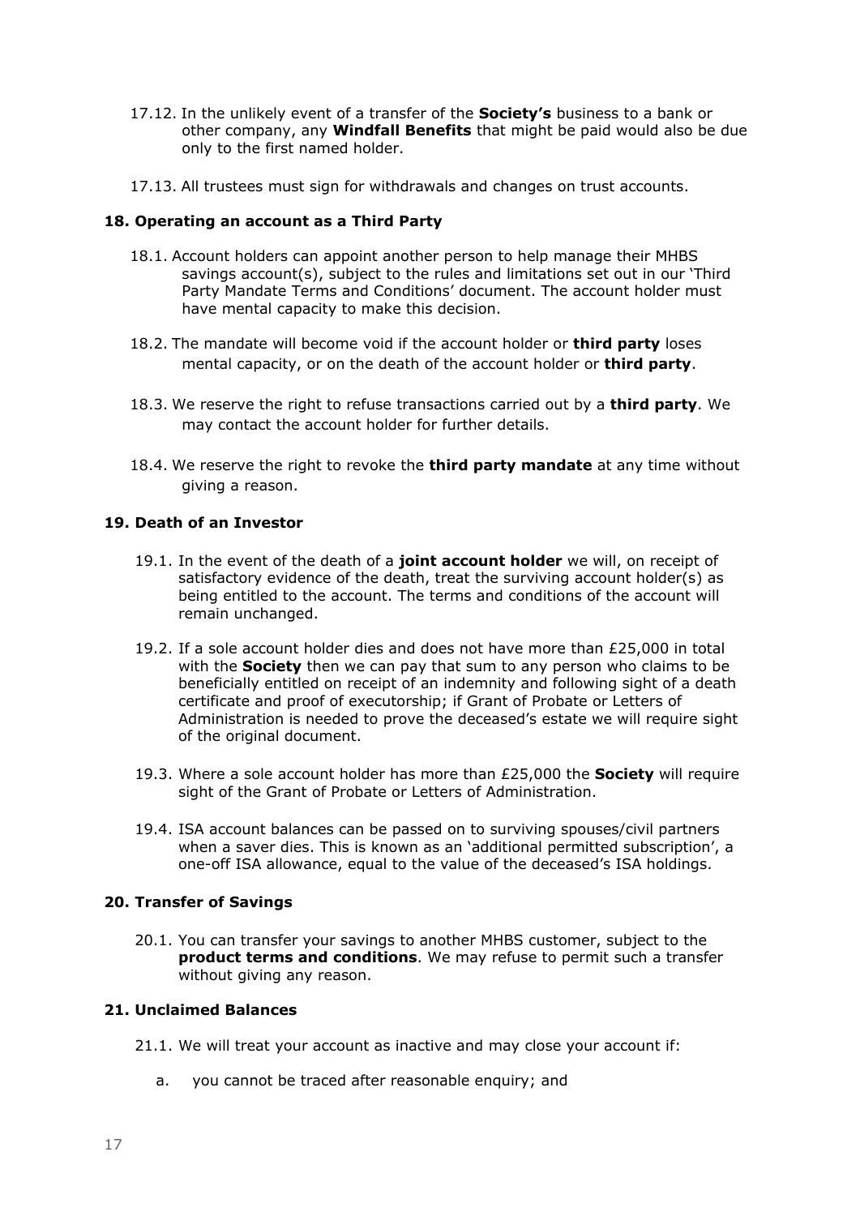17.12. In the unlikely event of a transfer of the **Society's** business to a bank or other company, any **Windfall Benefits** that might be paid would also be due only to the first named holder.

17.13. All trustees must sign for withdrawals and changes on trust accounts.

## 18. Operating an account as a Third Party

18.1. Account holders can appoint another person to help manage their MHBS savings account(s), subject to the rules and limitations set out in our 'Third Party Mandate Terms and Conditions' document. The account holder must have mental capacity to make this decision.

18.2. The mandate will become void if the account holder or **third party** loses mental capacity, or on the death of the account holder or **third party**.

18.3. We reserve the right to refuse transactions carried out by a **third party**. We may contact the account holder for further details.

18.4. We reserve the right to revoke the **third party mandate** at any time without giving a reason.

## 19. Death of an Investor

19.1. In the event of the death of a **joint account holder** we will, on receipt of satisfactory evidence of the death, treat the surviving account holder(s) as being entitled to the account. The terms and conditions of the account will remain unchanged.

19.2. If a sole account holder dies and does not have more than £25,000 in total with the **Society** then we can pay that sum to any person who claims to be beneficially entitled on receipt of an indemnity and following sight of a death certificate and proof of executorship; if Grant of Probate or Letters of Administration is needed to prove the deceased's estate we will require sight of the original document.

19.3. Where a sole account holder has more than £25,000 the **Society** will require sight of the Grant of Probate or Letters of Administration.

19.4. ISA account balances can be passed on to surviving spouses/civil partners when a saver dies. This is known as an 'additional permitted subscription', a one-off ISA allowance, equal to the value of the deceased's ISA holdings.

## 20. Transfer of Savings

20.1. You can transfer your savings to another MHBS customer, subject to the **product terms and conditions**. We may refuse to permit such a transfer without giving any reason.

## 21. Unclaimed Balances

21.1. We will treat your account as inactive and may close your account if:

a. you cannot be traced after reasonable enquiry; and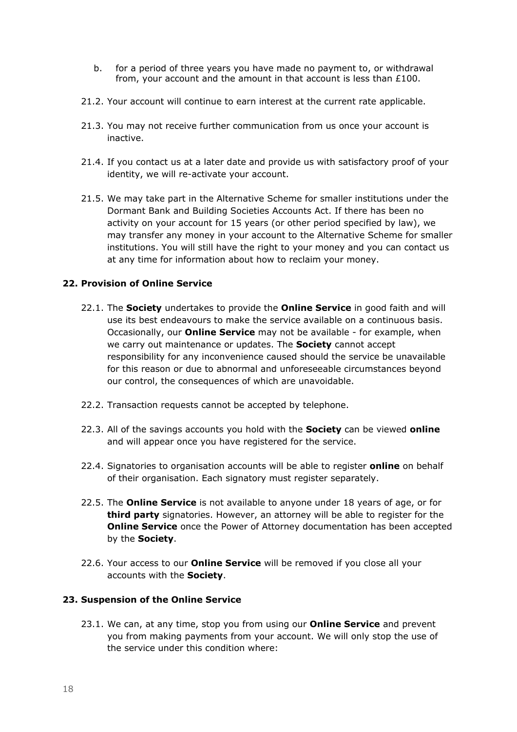b. for a period of three years you have made no payment to, or withdrawal from, your account and the amount in that account is less than £100.

21.2. Your account will continue to earn interest at the current rate applicable.

21.3. You may not receive further communication from us once your account is inactive.

21.4. If you contact us at a later date and provide us with satisfactory proof of your identity, we will re-activate your account.

21.5. We may take part in the Alternative Scheme for smaller institutions under the Dormant Bank and Building Societies Accounts Act. If there has been no activity on your account for 15 years (or other period specified by law), we may transfer any money in your account to the Alternative Scheme for smaller institutions. You will still have the right to your money and you can contact us at any time for information about how to reclaim your money.

## 22. Provision of Online Service

22.1. The **Society** undertakes to provide the **Online Service** in good faith and will use its best endeavours to make the service available on a continuous basis. Occasionally, our **Online Service** may not be available - for example, when we carry out maintenance or updates. The **Society** cannot accept responsibility for any inconvenience caused should the service be unavailable for this reason or due to abnormal and unforeseeable circumstances beyond our control, the consequences of which are unavoidable.

22.2. Transaction requests cannot be accepted by telephone.

22.3. All of the savings accounts you hold with the **Society** can be viewed **online** and will appear once you have registered for the service.

22.4. Signatories to organisation accounts will be able to register **online** on behalf of their organisation. Each signatory must register separately.

22.5. The **Online Service** is not available to anyone under 18 years of age, or for **third party** signatories. However, an attorney will be able to register for the **Online Service** once the Power of Attorney documentation has been accepted by the **Society**.

22.6. Your access to our **Online Service** will be removed if you close all your accounts with the **Society**.

## 23. Suspension of the Online Service

23.1. We can, at any time, stop you from using our **Online Service** and prevent you from making payments from your account. We will only stop the use of the service under this condition where: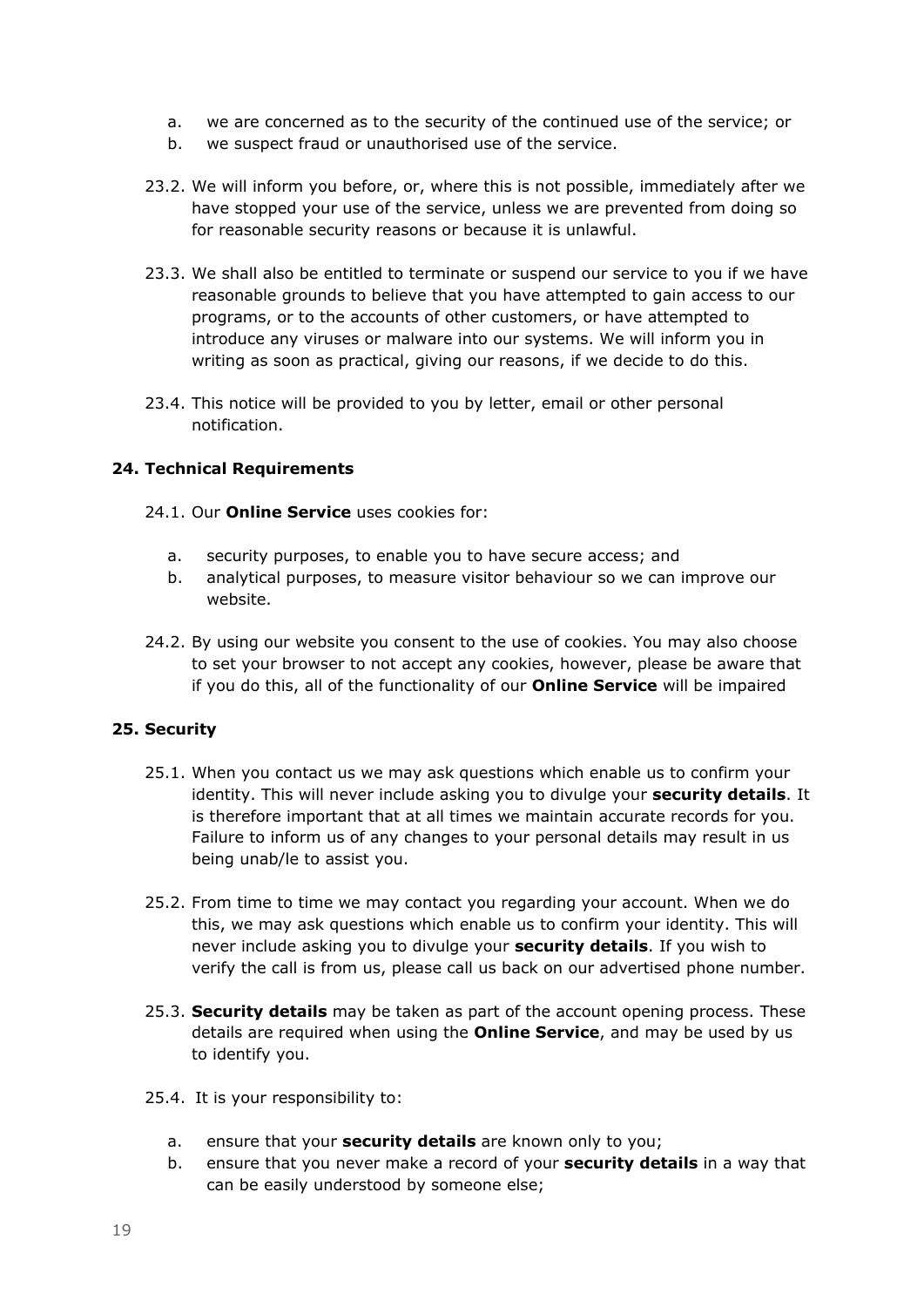a. we are concerned as to the security of the continued use of the service; or
b. we suspect fraud or unauthorised use of the service.

23.2. We will inform you before, or, where this is not possible, immediately after we have stopped your use of the service, unless we are prevented from doing so for reasonable security reasons or because it is unlawful.

23.3. We shall also be entitled to terminate or suspend our service to you if we have reasonable grounds to believe that you have attempted to gain access to our programs, or to the accounts of other customers, or have attempted to introduce any viruses or malware into our systems. We will inform you in writing as soon as practical, giving our reasons, if we decide to do this.

23.4. This notice will be provided to you by letter, email or other personal notification.

### 24. Technical Requirements

24.1. Our **Online Service** uses cookies for:

a. security purposes, to enable you to have secure access; and
b. analytical purposes, to measure visitor behaviour so we can improve our website.

24.2. By using our website you consent to the use of cookies. You may also choose to set your browser to not accept any cookies, however, please be aware that if you do this, all of the functionality of our **Online Service** will be impaired

### 25. Security

25.1. When you contact us we may ask questions which enable us to confirm your identity. This will never include asking you to divulge your **security details**. It is therefore important that at all times we maintain accurate records for you. Failure to inform us of any changes to your personal details may result in us being unab/le to assist you.

25.2. From time to time we may contact you regarding your account. When we do this, we may ask questions which enable us to confirm your identity. This will never include asking you to divulge your **security details**. If you wish to verify the call is from us, please call us back on our advertised phone number.

25.3. **Security details** may be taken as part of the account opening process. These details are required when using the **Online Service**, and may be used by us to identify you.

25.4. It is your responsibility to:

a. ensure that your **security details** are known only to you;
b. ensure that you never make a record of your **security details** in a way that can be easily understood by someone else;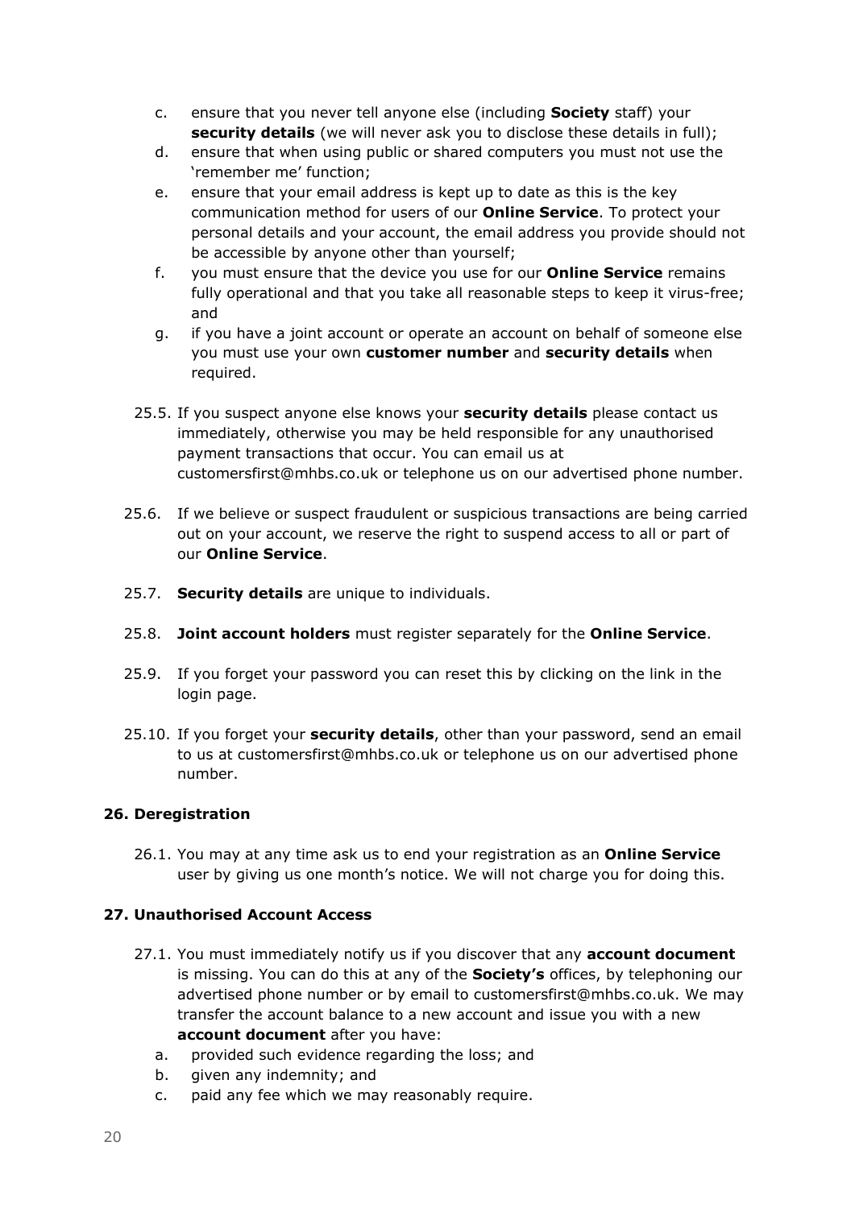c. ensure that you never tell anyone else (including **Society** staff) your **security details** (we will never ask you to disclose these details in full);
d. ensure that when using public or shared computers you must not use the 'remember me' function;
e. ensure that your email address is kept up to date as this is the key communication method for users of our **Online Service**. To protect your personal details and your account, the email address you provide should not be accessible by anyone other than yourself;
f. you must ensure that the device you use for our **Online Service** remains fully operational and that you take all reasonable steps to keep it virus-free; and
g. if you have a joint account or operate an account on behalf of someone else you must use your own **customer number** and **security details** when required.

25.5. If you suspect anyone else knows your **security details** please contact us immediately, otherwise you may be held responsible for any unauthorised payment transactions that occur. You can email us at customersfirst@mhbs.co.uk or telephone us on our advertised phone number.

25.6. If we believe or suspect fraudulent or suspicious transactions are being carried out on your account, we reserve the right to suspend access to all or part of our **Online Service**.

25.7. **Security details** are unique to individuals.

25.8. **Joint account holders** must register separately for the **Online Service**.

25.9. If you forget your password you can reset this by clicking on the link in the login page.

25.10. If you forget your **security details**, other than your password, send an email to us at customersfirst@mhbs.co.uk or telephone us on our advertised phone number.

### 26. Deregistration

26.1. You may at any time ask us to end your registration as an **Online Service** user by giving us one month's notice. We will not charge you for doing this.

### 27. Unauthorised Account Access

27.1. You must immediately notify us if you discover that any **account document** is missing. You can do this at any of the **Society's** offices, by telephoning our advertised phone number or by email to customersfirst@mhbs.co.uk. We may transfer the account balance to a new account and issue you with a new **account document** after you have:

a. provided such evidence regarding the loss; and
b. given any indemnity; and
c. paid any fee which we may reasonably require.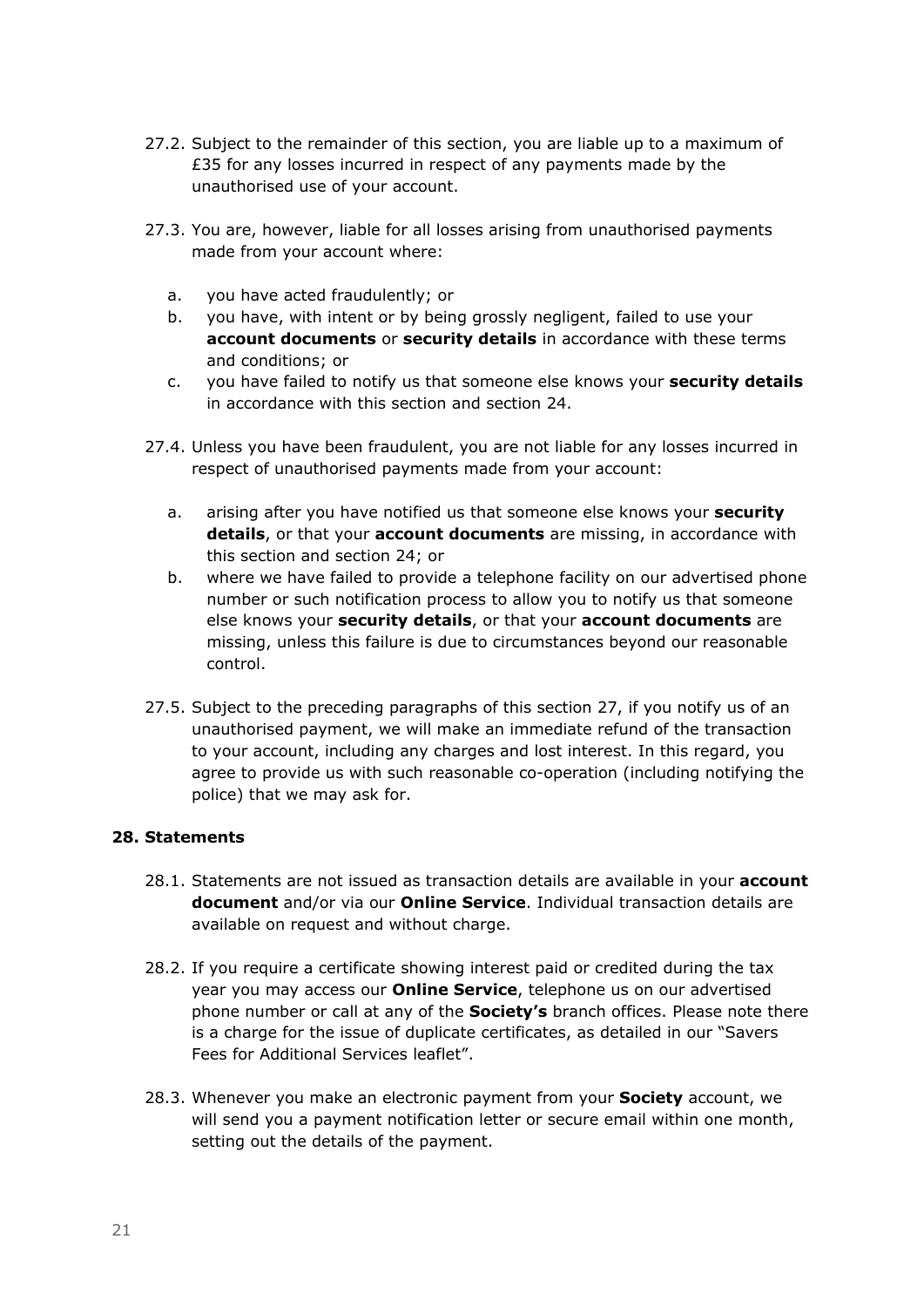27.2. Subject to the remainder of this section, you are liable up to a maximum of £35 for any losses incurred in respect of any payments made by the unauthorised use of your account.

27.3. You are, however, liable for all losses arising from unauthorised payments made from your account where:

a. you have acted fraudulently; or
b. you have, with intent or by being grossly negligent, failed to use your **account documents** or **security details** in accordance with these terms and conditions; or
c. you have failed to notify us that someone else knows your **security details** in accordance with this section and section 24.

27.4. Unless you have been fraudulent, you are not liable for any losses incurred in respect of unauthorised payments made from your account:

a. arising after you have notified us that someone else knows your **security details**, or that your **account documents** are missing, in accordance with this section and section 24; or
b. where we have failed to provide a telephone facility on our advertised phone number or such notification process to allow you to notify us that someone else knows your **security details**, or that your **account documents** are missing, unless this failure is due to circumstances beyond our reasonable control.

27.5. Subject to the preceding paragraphs of this section 27, if you notify us of an unauthorised payment, we will make an immediate refund of the transaction to your account, including any charges and lost interest. In this regard, you agree to provide us with such reasonable co-operation (including notifying the police) that we may ask for.

**28. Statements**

28.1. Statements are not issued as transaction details are available in your **account document** and/or via our **Online Service**. Individual transaction details are available on request and without charge.

28.2. If you require a certificate showing interest paid or credited during the tax year you may access our **Online Service**, telephone us on our advertised phone number or call at any of the **Society's** branch offices. Please note there is a charge for the issue of duplicate certificates, as detailed in our "Savers Fees for Additional Services leaflet".

28.3. Whenever you make an electronic payment from your **Society** account, we will send you a payment notification letter or secure email within one month, setting out the details of the payment.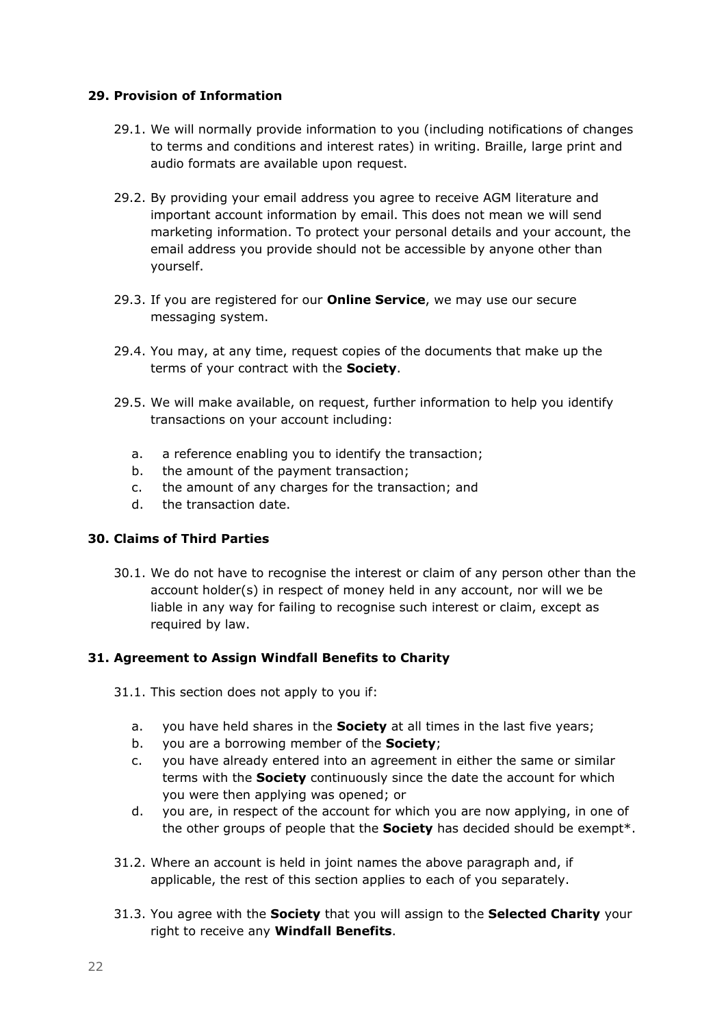## 29. Provision of Information

29.1. We will normally provide information to you (including notifications of changes to terms and conditions and interest rates) in writing. Braille, large print and audio formats are available upon request.

29.2. By providing your email address you agree to receive AGM literature and important account information by email. This does not mean we will send marketing information. To protect your personal details and your account, the email address you provide should not be accessible by anyone other than yourself.

29.3. If you are registered for our **Online Service**, we may use our secure messaging system.

29.4. You may, at any time, request copies of the documents that make up the terms of your contract with the **Society**.

29.5. We will make available, on request, further information to help you identify transactions on your account including:

a. a reference enabling you to identify the transaction;
b. the amount of the payment transaction;
c. the amount of any charges for the transaction; and
d. the transaction date.

## 30. Claims of Third Parties

30.1. We do not have to recognise the interest or claim of any person other than the account holder(s) in respect of money held in any account, nor will we be liable in any way for failing to recognise such interest or claim, except as required by law.

## 31. Agreement to Assign Windfall Benefits to Charity

31.1. This section does not apply to you if:

a. you have held shares in the **Society** at all times in the last five years;
b. you are a borrowing member of the **Society**;
c. you have already entered into an agreement in either the same or similar terms with the **Society** continuously since the date the account for which you were then applying was opened; or
d. you are, in respect of the account for which you are now applying, in one of the other groups of people that the **Society** has decided should be exempt*.

31.2. Where an account is held in joint names the above paragraph and, if applicable, the rest of this section applies to each of you separately.

31.3. You agree with the **Society** that you will assign to the **Selected Charity** your right to receive any **Windfall Benefits**.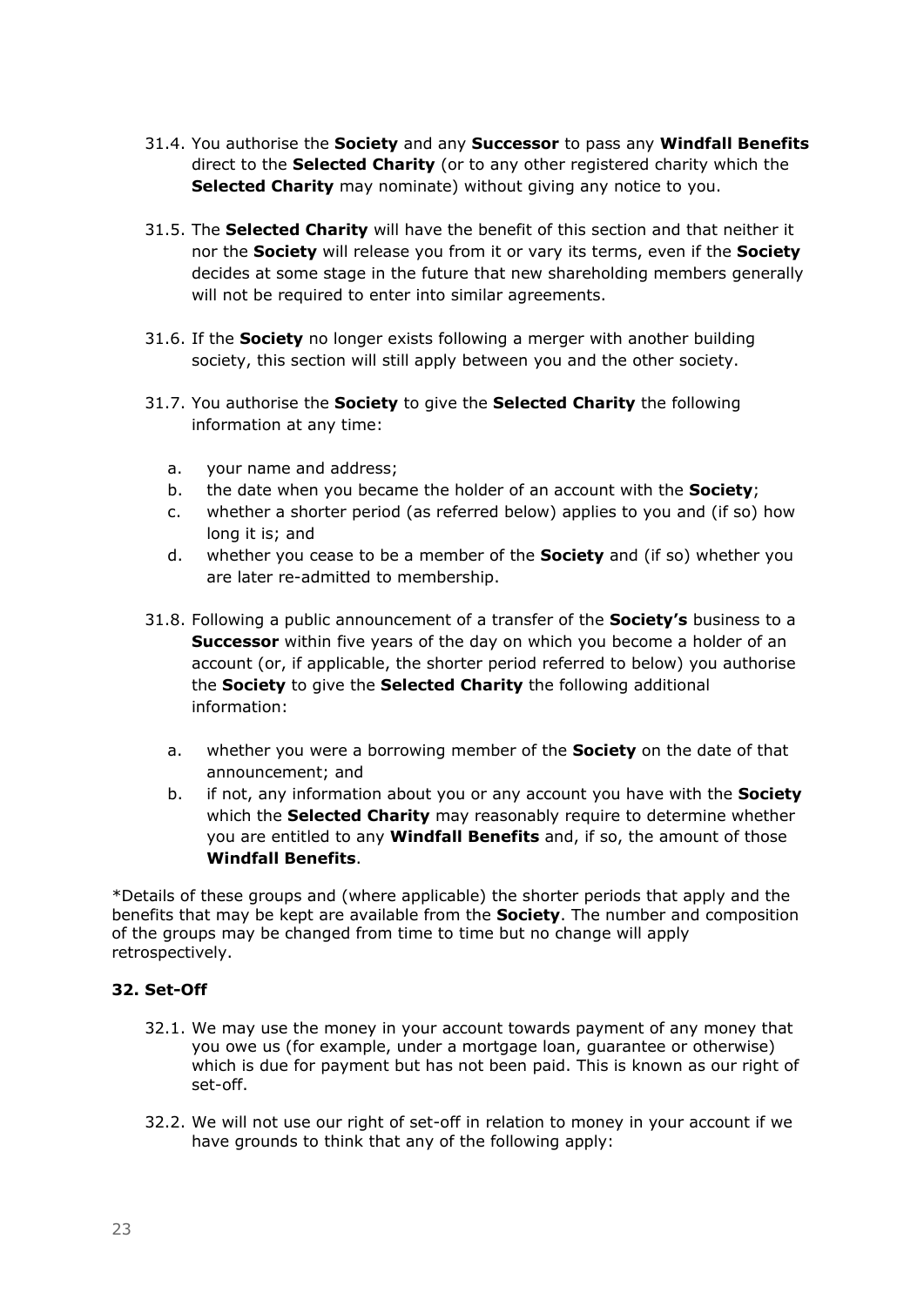31.4. You authorise the **Society** and any **Successor** to pass any **Windfall Benefits** direct to the **Selected Charity** (or to any other registered charity which the **Selected Charity** may nominate) without giving any notice to you.

31.5. The **Selected Charity** will have the benefit of this section and that neither it nor the **Society** will release you from it or vary its terms, even if the **Society** decides at some stage in the future that new shareholding members generally will not be required to enter into similar agreements.

31.6. If the **Society** no longer exists following a merger with another building society, this section will still apply between you and the other society.

31.7. You authorise the **Society** to give the **Selected Charity** the following information at any time:

a. your name and address;
b. the date when you became the holder of an account with the **Society**;
c. whether a shorter period (as referred below) applies to you and (if so) how long it is; and
d. whether you cease to be a member of the **Society** and (if so) whether you are later re-admitted to membership.

31.8. Following a public announcement of a transfer of the **Society's** business to a **Successor** within five years of the day on which you become a holder of an account (or, if applicable, the shorter period referred to below) you authorise the **Society** to give the **Selected Charity** the following additional information:

a. whether you were a borrowing member of the **Society** on the date of that announcement; and
b. if not, any information about you or any account you have with the **Society** which the **Selected Charity** may reasonably require to determine whether you are entitled to any **Windfall Benefits** and, if so, the amount of those **Windfall Benefits**.

*Details of these groups and (where applicable) the shorter periods that apply and the benefits that may be kept are available from the **Society**. The number and composition of the groups may be changed from time to time but no change will apply retrospectively.

### 32. Set-Off

32.1. We may use the money in your account towards payment of any money that you owe us (for example, under a mortgage loan, guarantee or otherwise) which is due for payment but has not been paid. This is known as our right of set-off.

32.2. We will not use our right of set-off in relation to money in your account if we have grounds to think that any of the following apply: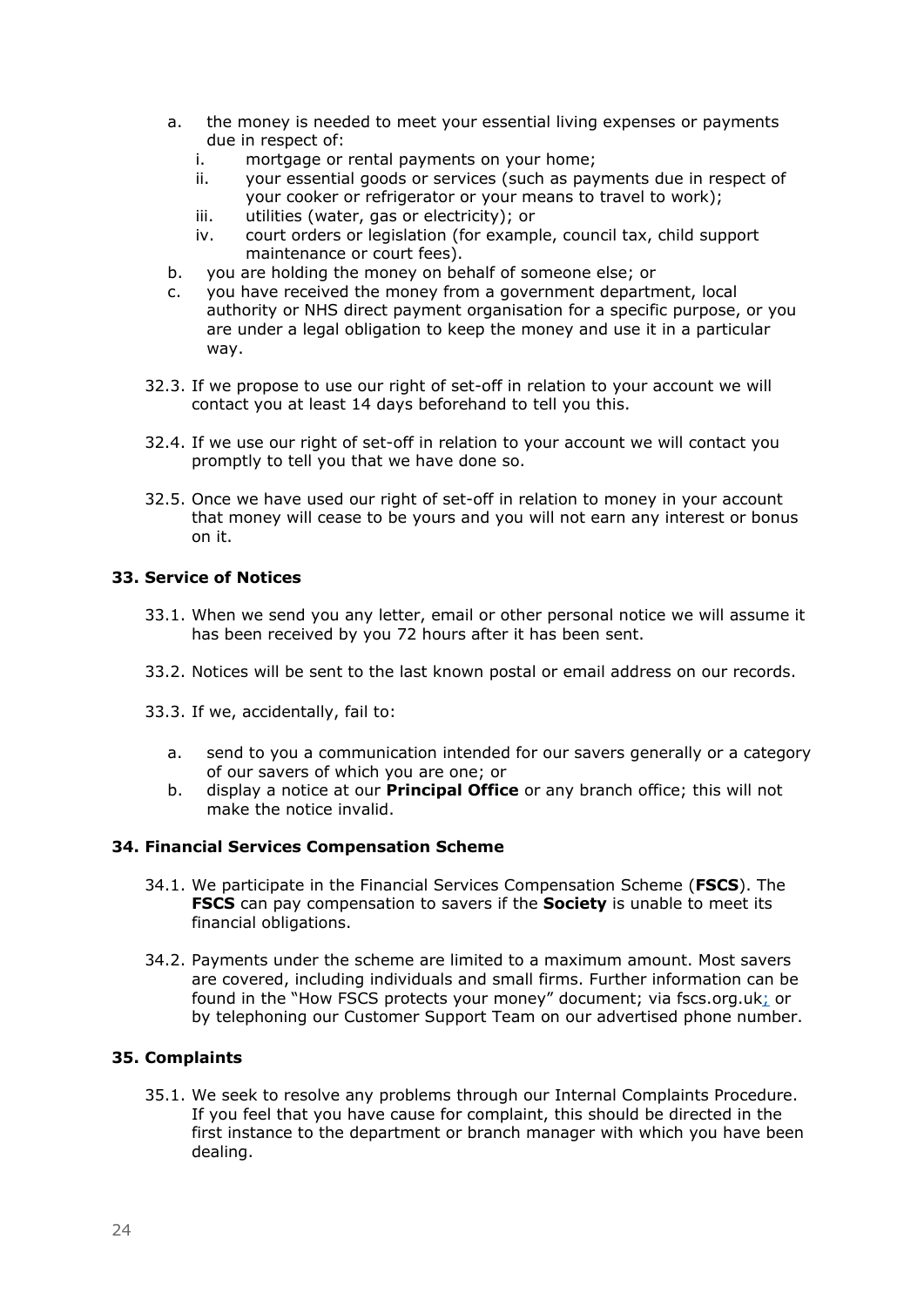a. the money is needed to meet your essential living expenses or payments due in respect of:
   i. mortgage or rental payments on your home;
   ii. your essential goods or services (such as payments due in respect of your cooker or refrigerator or your means to travel to work);
   iii. utilities (water, gas or electricity); or
   iv. court orders or legislation (for example, council tax, child support maintenance or court fees).
b. you are holding the money on behalf of someone else; or
c. you have received the money from a government department, local authority or NHS direct payment organisation for a specific purpose, or you are under a legal obligation to keep the money and use it in a particular way.

32.3. If we propose to use our right of set-off in relation to your account we will contact you at least 14 days beforehand to tell you this.

32.4. If we use our right of set-off in relation to your account we will contact you promptly to tell you that we have done so.

32.5. Once we have used our right of set-off in relation to money in your account that money will cease to be yours and you will not earn any interest or bonus on it.

### 33. Service of Notices

33.1. When we send you any letter, email or other personal notice we will assume it has been received by you 72 hours after it has been sent.

33.2. Notices will be sent to the last known postal or email address on our records.

33.3. If we, accidentally, fail to:

a. send to you a communication intended for our savers generally or a category of our savers of which you are one; or
b. display a notice at our **Principal Office** or any branch office; this will not make the notice invalid.

### 34. Financial Services Compensation Scheme

34.1. We participate in the Financial Services Compensation Scheme (**FSCS**). The **FSCS** can pay compensation to savers if the **Society** is unable to meet its financial obligations.

34.2. Payments under the scheme are limited to a maximum amount. Most savers are covered, including individuals and small firms. Further information can be found in the "How FSCS protects your money" document; via fscs.org.uk; or by telephoning our Customer Support Team on our advertised phone number.

### 35. Complaints

35.1. We seek to resolve any problems through our Internal Complaints Procedure. If you feel that you have cause for complaint, this should be directed in the first instance to the department or branch manager with which you have been dealing.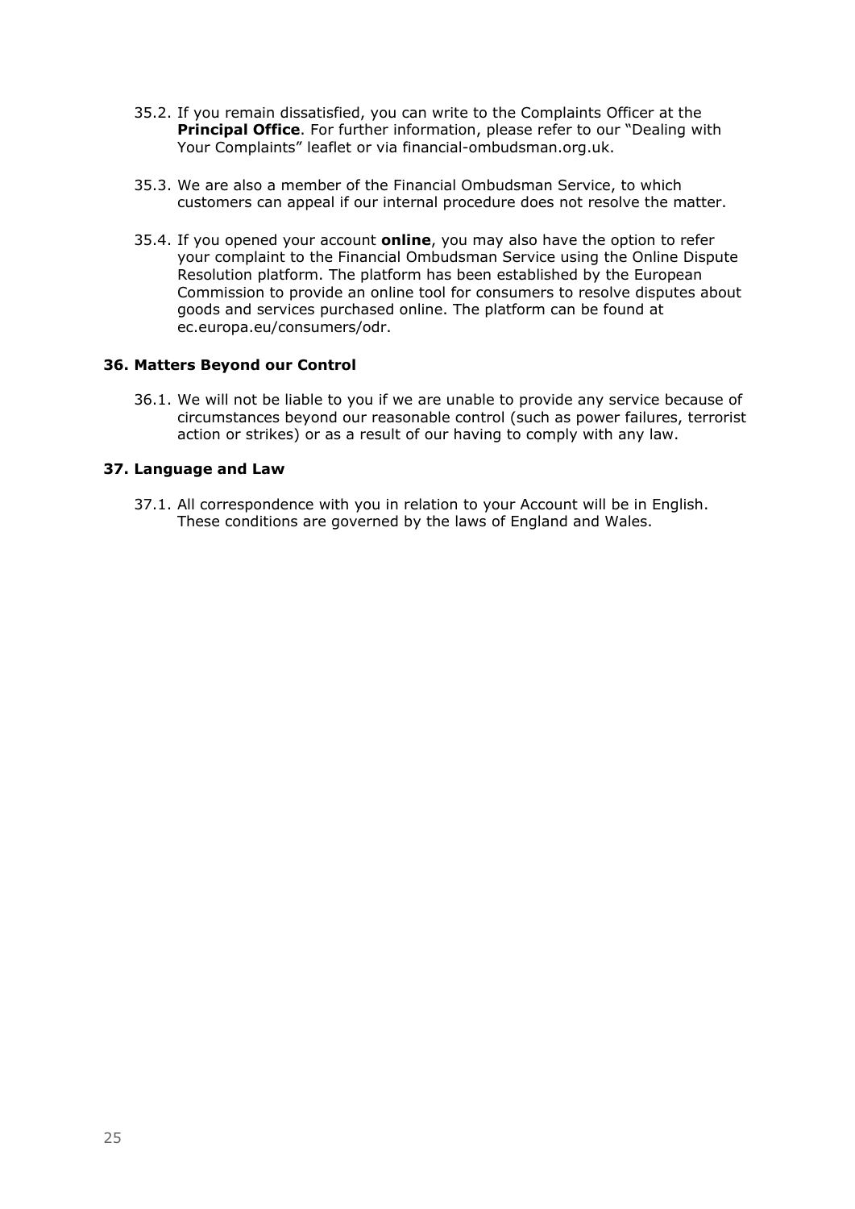35.2. If you remain dissatisfied, you can write to the Complaints Officer at the **Principal Office**. For further information, please refer to our "Dealing with Your Complaints" leaflet or via financial-ombudsman.org.uk.

35.3. We are also a member of the Financial Ombudsman Service, to which customers can appeal if our internal procedure does not resolve the matter.

35.4. If you opened your account **online**, you may also have the option to refer your complaint to the Financial Ombudsman Service using the Online Dispute Resolution platform. The platform has been established by the European Commission to provide an online tool for consumers to resolve disputes about goods and services purchased online. The platform can be found at ec.europa.eu/consumers/odr.

### 36. Matters Beyond our Control

36.1. We will not be liable to you if we are unable to provide any service because of circumstances beyond our reasonable control (such as power failures, terrorist action or strikes) or as a result of our having to comply with any law.

### 37. Language and Law

37.1. All correspondence with you in relation to your Account will be in English. These conditions are governed by the laws of England and Wales.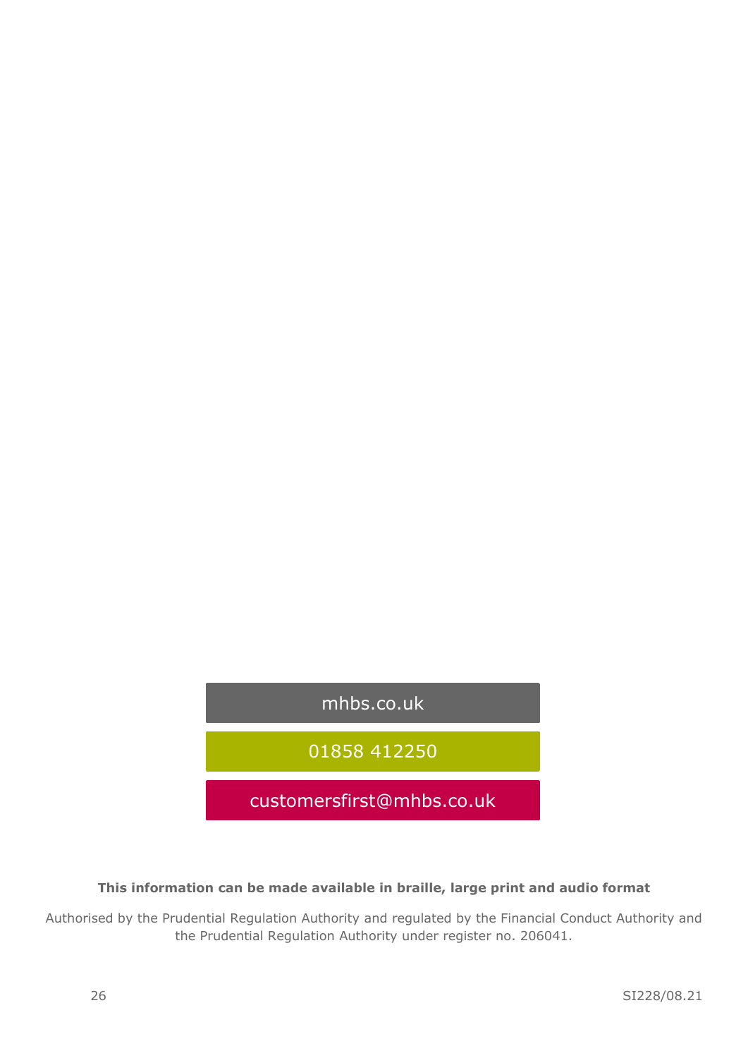mhbs.co.uk

01858 412250

customersfirst@mhbs.co.uk

**This information can be made available in braille, large print and audio format**

Authorised by the Prudential Regulation Authority and regulated by the Financial Conduct Authority and the Prudential Regulation Authority under register no. 206041.

SI228/08.21